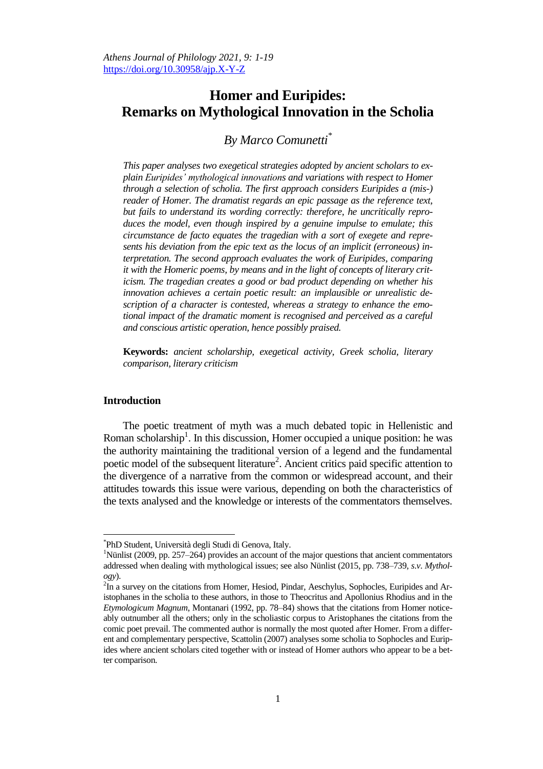# Homer and Euripides: Remarks on Mythological Innovation in the Scholia

*By Marco Comunetti*[*]

*This paper analyses two exegetical strategies adopted by ancient scholars to explain Euripides' mythological innovations and variations with respect to Homer through a selection of scholia. The first approach considers Euripides a (mis-) reader of Homer. The dramatist regards an epic passage as the reference text, but fails to understand its wording correctly: therefore, he uncritically reproduces the model, even though inspired by a genuine impulse to emulate; this circumstance de facto equates the tragedian with a sort of exegete and represents his deviation from the epic text as the locus of an implicit (erroneous) interpretation. The second approach evaluates the work of Euripides, comparing it with the Homeric poems, by means and in the light of concepts of literary criticism. The tragedian creates a good or bad product depending on whether his innovation achieves a certain poetic result: an implausible or unrealistic description of a character is contested, whereas a strategy to enhance the emotional impact of the dramatic moment is recognised and perceived as a careful and conscious artistic operation, hence possibly praised.*

**Keywords:** *ancient scholarship, exegetical activity, Greek scholia, literary comparison, literary criticism*

## Introduction

The poetic treatment of myth was a much debated topic in Hellenistic and Roman scholarship[1]. In this discussion, Homer occupied a unique position: he was the authority maintaining the traditional version of a legend and the fundamental poetic model of the subsequent literature[2]. Ancient critics paid specific attention to the divergence of a narrative from the common or widespread account, and their attitudes towards this issue were various, depending on both the characteristics of the texts analysed and the knowledge or interests of the commentators themselves.

---

[*] PhD Student, Università degli Studi di Genova, Italy.

[1] Nünlist (2009, pp. 257–264) provides an account of the major questions that ancient commentators addressed when dealing with mythological issues; see also Nünlist (2015, pp. 738–739, *s.v. Mythology*).

[2] In a survey on the citations from Homer, Hesiod, Pindar, Aeschylus, Sophocles, Euripides and Aristophanes in the scholia to these authors, in those to Theocritus and Apollonius Rhodius and in the *Etymologicum Magnum*, Montanari (1992, pp. 78–84) shows that the citations from Homer noticeably outnumber all the others; only in the scholiastic corpus to Aristophanes the citations from the comic poet prevail. The commented author is normally the most quoted after Homer. From a different and complementary perspective, Scattolin (2007) analyses some scholia to Sophocles and Euripides where ancient scholars cited together with or instead of Homer authors who appear to be a better comparison.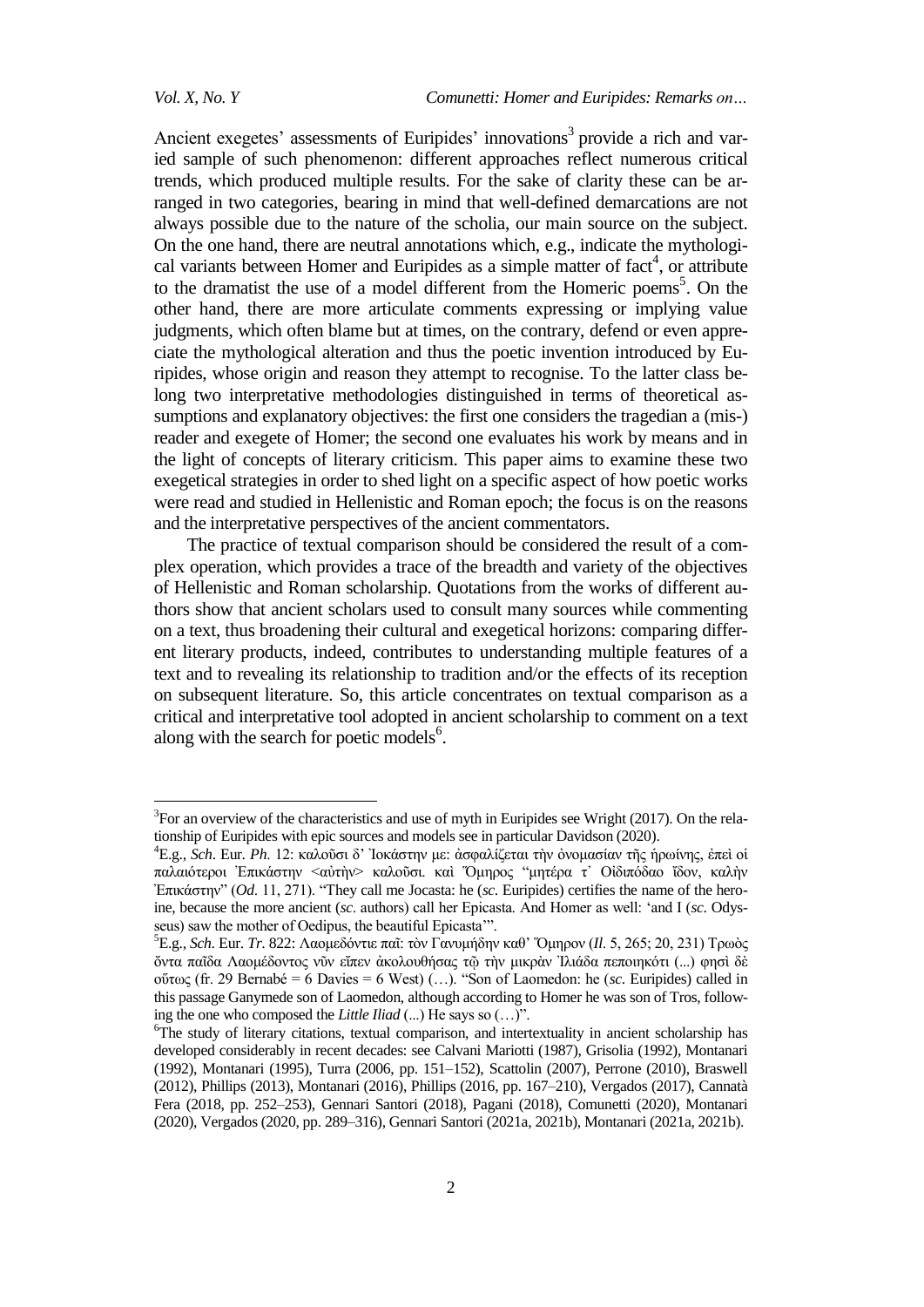Ancient exegetes' assessments of Euripides' innovations[3] provide a rich and varied sample of such phenomenon: different approaches reflect numerous critical trends, which produced multiple results. For the sake of clarity these can be arranged in two categories, bearing in mind that well-defined demarcations are not always possible due to the nature of the scholia, our main source on the subject. On the one hand, there are neutral annotations which, e.g., indicate the mythological variants between Homer and Euripides as a simple matter of fact[4], or attribute to the dramatist the use of a model different from the Homeric poems[5]. On the other hand, there are more articulate comments expressing or implying value judgments, which often blame but at times, on the contrary, defend or even appreciate the mythological alteration and thus the poetic invention introduced by Euripides, whose origin and reason they attempt to recognise. To the latter class belong two interpretative methodologies distinguished in terms of theoretical assumptions and explanatory objectives: the first one considers the tragedian a (mis-) reader and exegete of Homer; the second one evaluates his work by means and in the light of concepts of literary criticism. This paper aims to examine these two exegetical strategies in order to shed light on a specific aspect of how poetic works were read and studied in Hellenistic and Roman epoch; the focus is on the reasons and the interpretative perspectives of the ancient commentators.

The practice of textual comparison should be considered the result of a complex operation, which provides a trace of the breadth and variety of the objectives of Hellenistic and Roman scholarship. Quotations from the works of different authors show that ancient scholars used to consult many sources while commenting on a text, thus broadening their cultural and exegetical horizons: comparing different literary products, indeed, contributes to understanding multiple features of a text and to revealing its relationship to tradition and/or the effects of its reception on subsequent literature. So, this article concentrates on textual comparison as a critical and interpretative tool adopted in ancient scholarship to comment on a text along with the search for poetic models[6].

---

[3]For an overview of the characteristics and use of myth in Euripides see Wright (2017). On the relationship of Euripides with epic sources and models see in particular Davidson (2020).

[4]E.g., *Sch*. Eur. *Ph*. 12: καλοῦσι δ' Ἰοκάστην με: ἀσφαλίζεται τὴν ὀνομασίαν τῆς ἡρωίνης, ἐπεὶ οἱ παλαιότεροι Ἐπικάστην <αὐτὴν> καλοῦσι. καὶ Ὅμηρος "μητέρα τ' Οἰδιπόδαο ἴδον, καλὴν Ἐπικάστην" (*Od*. 11, 271). "They call me Jocasta: he (*sc*. Euripides) certifies the name of the heroine, because the more ancient (*sc*. authors) call her Epicasta. And Homer as well: 'and I (*sc*. Odysseus) saw the mother of Oedipus, the beautiful Epicasta'".

[5]E.g., *Sch*. Eur. *Tr*. 822: Λαομεδόντιε παῖ: τὸν Γανυμήδην καθ' Ὅμηρον (*Il*. 5, 265; 20, 231) Τρωὸς ὄντα παῖδα Λαομέδοντος νῦν εἶπεν ἀκολουθήσας τῷ τὴν μικρὰν Ἰλιάδα πεποιηκότι (...) φησὶ δὲ οὕτως (fr. 29 Bernabé = 6 Davies = 6 West) (…). "Son of Laomedon: he (*sc*. Euripides) called in this passage Ganymede son of Laomedon, although according to Homer he was son of Tros, following the one who composed the *Little Iliad* (...) He says so (…)".

[6]The study of literary citations, textual comparison, and intertextuality in ancient scholarship has developed considerably in recent decades: see Calvani Mariotti (1987), Grisolia (1992), Montanari (1992), Montanari (1995), Turra (2006, pp. 151–152), Scattolin (2007), Perrone (2010), Braswell (2012), Phillips (2013), Montanari (2016), Phillips (2016, pp. 167–210), Vergados (2017), Cannatà Fera (2018, pp. 252–253), Gennari Santori (2018), Pagani (2018), Comunetti (2020), Montanari (2020), Vergados (2020, pp. 289–316), Gennari Santori (2021a, 2021b), Montanari (2021a, 2021b).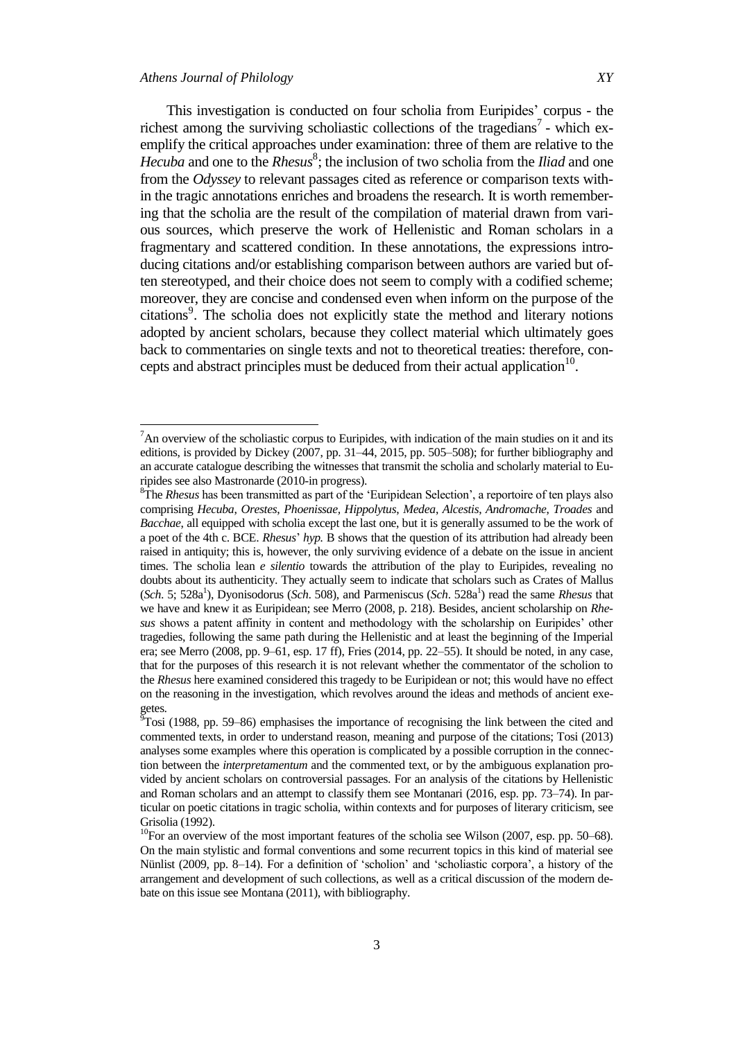This investigation is conducted on four scholia from Euripides' corpus - the richest among the surviving scholiastic collections of the tragedians[7] - which exemplify the critical approaches under examination: three of them are relative to the *Hecuba* and one to the *Rhesus*[8]; the inclusion of two scholia from the *Iliad* and one from the *Odyssey* to relevant passages cited as reference or comparison texts within the tragic annotations enriches and broadens the research. It is worth remembering that the scholia are the result of the compilation of material drawn from various sources, which preserve the work of Hellenistic and Roman scholars in a fragmentary and scattered condition. In these annotations, the expressions introducing citations and/or establishing comparison between authors are varied but often stereotyped, and their choice does not seem to comply with a codified scheme; moreover, they are concise and condensed even when inform on the purpose of the citations[9]. The scholia does not explicitly state the method and literary notions adopted by ancient scholars, because they collect material which ultimately goes back to commentaries on single texts and not to theoretical treaties: therefore, concepts and abstract principles must be deduced from their actual application[10].

---

[7] An overview of the scholiastic corpus to Euripides, with indication of the main studies on it and its editions, is provided by Dickey (2007, pp. 31–44, 2015, pp. 505–508); for further bibliography and an accurate catalogue describing the witnesses that transmit the scholia and scholarly material to Euripides see also Mastronarde (2010-in progress).

[8] The *Rhesus* has been transmitted as part of the 'Euripidean Selection', a reportoire of ten plays also comprising *Hecuba*, *Orestes*, *Phoenissae*, *Hippolytus*, *Medea*, *Alcestis*, *Andromache*, *Troades* and *Bacchae*, all equipped with scholia except the last one, but it is generally assumed to be the work of a poet of the 4th c. BCE. *Rhesus*' *hyp.* B shows that the question of its attribution had already been raised in antiquity; this is, however, the only surviving evidence of a debate on the issue in ancient times. The scholia lean *e silentio* towards the attribution of the play to Euripides, revealing no doubts about its authenticity. They actually seem to indicate that scholars such as Crates of Mallus (*Sch*. 5; 528a[1]), Dyonisodorus (*Sch*. 508), and Parmeniscus (*Sch*. 528a[1]) read the same *Rhesus* that we have and knew it as Euripidean; see Merro (2008, p. 218). Besides, ancient scholarship on *Rhesus* shows a patent affinity in content and methodology with the scholarship on Euripides' other tragedies, following the same path during the Hellenistic and at least the beginning of the Imperial era; see Merro (2008, pp. 9–61, esp. 17 ff), Fries (2014, pp. 22–55). It should be noted, in any case, that for the purposes of this research it is not relevant whether the commentator of the scholion to the *Rhesus* here examined considered this tragedy to be Euripidean or not; this would have no effect on the reasoning in the investigation, which revolves around the ideas and methods of ancient exegetes.

[9] Tosi (1988, pp. 59–86) emphasises the importance of recognising the link between the cited and commented texts, in order to understand reason, meaning and purpose of the citations; Tosi (2013) analyses some examples where this operation is complicated by a possible corruption in the connection between the *interpretamentum* and the commented text, or by the ambiguous explanation provided by ancient scholars on controversial passages. For an analysis of the citations by Hellenistic and Roman scholars and an attempt to classify them see Montanari (2016, esp. pp. 73–74). In particular on poetic citations in tragic scholia, within contexts and for purposes of literary criticism, see Grisolia (1992).

[10] For an overview of the most important features of the scholia see Wilson (2007, esp. pp. 50–68). On the main stylistic and formal conventions and some recurrent topics in this kind of material see Nünlist (2009, pp. 8–14). For a definition of 'scholion' and 'scholiastic corpora', a history of the arrangement and development of such collections, as well as a critical discussion of the modern debate on this issue see Montana (2011), with bibliography.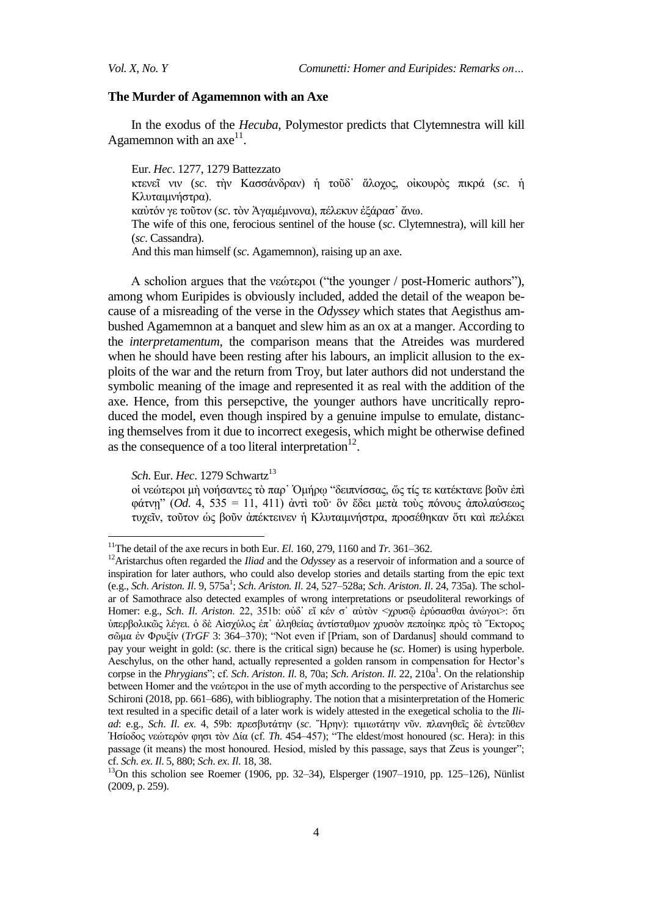### The Murder of Agamemnon with an Axe

In the exodus of the *Hecuba*, Polymestor predicts that Clytemnestra will kill Agamemnon with an axe[11].

> Eur. *Hec*. 1277, 1279 Battezzato
> κτενεῖ νιν (*sc*. τὴν Κασσάνδραν) ἡ τοῦδ᾽ ἄλοχος, οἰκουρὸς πικρά (*sc*. ἡ Κλυταιμνήστρα).
> καὐτόν γε τοῦτον (*sc*. τὸν Ἀγαμέμνονα), πέλεκυν ἐξάρασ᾽ ἄνω.
> The wife of this one, ferocious sentinel of the house (*sc*. Clytemnestra), will kill her (*sc*. Cassandra).
> And this man himself (*sc*. Agamemnon), raising up an axe.

A scholion argues that the νεώτεροι ("the younger / post-Homeric authors"), among whom Euripides is obviously included, added the detail of the weapon because of a misreading of the verse in the *Odyssey* which states that Aegisthus ambushed Agamemnon at a banquet and slew him as an ox at a manger. According to the *interpretamentum*, the comparison means that the Atreides was murdered when he should have been resting after his labours, an implicit allusion to the exploits of the war and the return from Troy, but later authors did not understand the symbolic meaning of the image and represented it as real with the addition of the axe. Hence, from this persepctive, the younger authors have uncritically reproduced the model, even though inspired by a genuine impulse to emulate, distancing themselves from it due to incorrect exegesis, which might be otherwise defined as the consequence of a too literal interpretation[12].

> *Sch*. Eur. *Hec*. 1279 Schwartz[13]
> οἱ νεώτεροι μὴ νοήσαντες τὸ παρ᾽ Ὁμήρῳ "δειπνίσσας, ὥς τίς τε κατέκτανε βοῦν ἐπὶ φάτνῃ" (*Od*. 4, 535 = 11, 411) ἀντὶ τοῦ· ὃν ἔδει μετὰ τοὺς πόνους ἀπολαύσεως τυχεῖν, τοῦτον ὡς βοῦν ἀπέκτεινεν ἡ Κλυταιμνήστρα, προσέθηκαν ὅτι καὶ πελέκει

---

[11] The detail of the axe recurs in both Eur. *El*. 160, 279, 1160 and *Tr*. 361–362.

[12] Aristarchus often regarded the *Iliad* and the *Odyssey* as a reservoir of information and a source of inspiration for later authors, who could also develop stories and details starting from the epic text (e.g., *Sch. Ariston. Il*. 9, 575a[1]; *Sch. Ariston. Il*. 24, 527–528a; *Sch. Ariston. Il*. 24, 735a). The scholar of Samothrace also detected examples of wrong interpretations or pseudoliteral reworkings of Homer: e.g., *Sch. Il. Ariston*. 22, 351b: οὐδ᾽ εἴ κέν σ᾽ αὐτὸν <χρυσῷ ἐρύσασθαι ἀνώγοι>: ὅτι ὑπερβολικῶς λέγει. ὁ δὲ Αἰσχύλος ἐπ᾽ ἀληθείας ἀντίσταθμον χρυσὸν πεποίηκε πρὸς τὸ Ἕκτορος σῶμα ἐν Φρυξίν (*TrGF* 3: 364–370); "Not even if [Priam, son of Dardanus] should command to pay your weight in gold: (*sc*. there is the critical sign) because he (*sc*. Homer) is using hyperbole. Aeschylus, on the other hand, actually represented a golden ransom in compensation for Hector's corpse in the *Phrygians*"; cf. *Sch. Ariston. Il*. 8, 70a; *Sch. Ariston. Il*. 22, 210a[1]. On the relationship between Homer and the νεώτεροι in the use of myth according to the perspective of Aristarchus see Schironi (2018, pp. 661–686), with bibliography. The notion that a misinterpretation of the Homeric text resulted in a specific detail of a later work is widely attested in the exegetical scholia to the *Iliad*: e.g., *Sch. Il. ex*. 4, 59b: πρεσβυτάτην (*sc*. Ἥρην): τιμιωτάτην νῦν. πλανηθεῖς δὲ ἐντεῦθεν Ἡσίοδος νεώτερόν φησι τὸν Δία (cf. *Th*. 454–457); "The eldest/most honoured (*sc*. Hera): in this passage (it means) the most honoured. Hesiod, misled by this passage, says that Zeus is younger"; cf. *Sch. ex. Il*. 5, 880; *Sch. ex. Il*. 18, 38.

[13] On this scholion see Roemer (1906, pp. 32–34), Elsperger (1907–1910, pp. 125–126), Nünlist (2009, p. 259).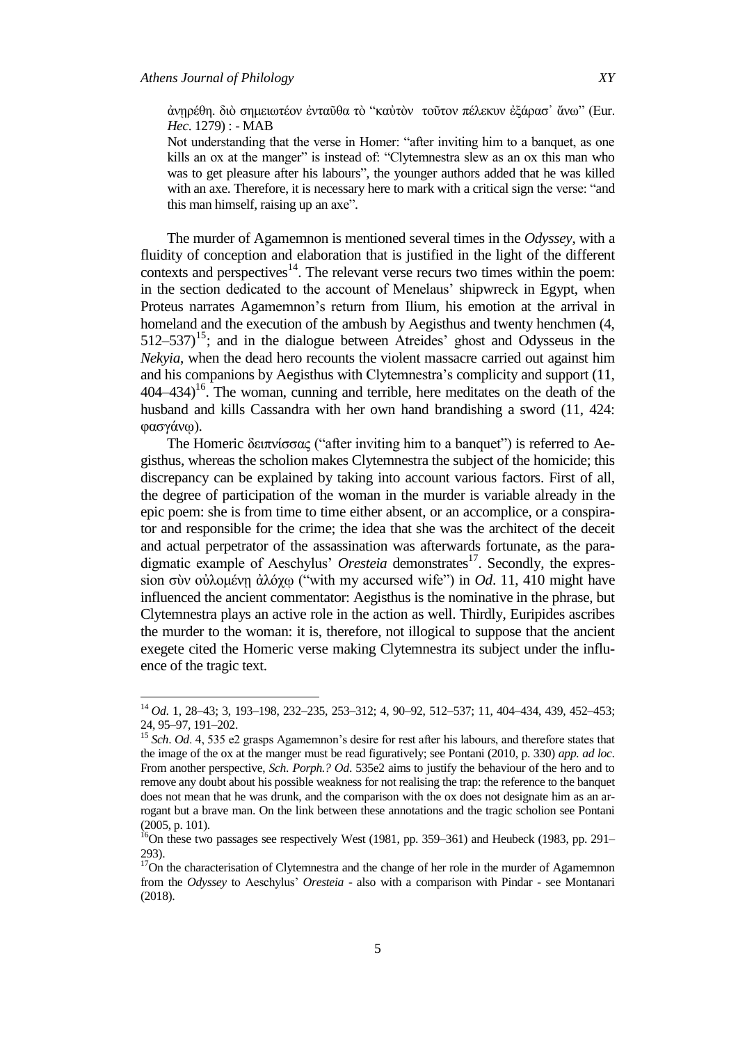ἀνηρέθη. διὸ σημειωτέον ἐνταῦθα τὸ "καὐτὸν τοῦτον πέλεκυν ἐξάρασ᾽ ἄνω" (Eur. *Hec*. 1279) : - MAB

Not understanding that the verse in Homer: "after inviting him to a banquet, as one kills an ox at the manger" is instead of: "Clytemnestra slew as an ox this man who was to get pleasure after his labours", the younger authors added that he was killed with an axe. Therefore, it is necessary here to mark with a critical sign the verse: "and this man himself, raising up an axe".

The murder of Agamemnon is mentioned several times in the *Odyssey*, with a fluidity of conception and elaboration that is justified in the light of the different contexts and perspectives[14]. The relevant verse recurs two times within the poem: in the section dedicated to the account of Menelaus' shipwreck in Egypt, when Proteus narrates Agamemnon's return from Ilium, his emotion at the arrival in homeland and the execution of the ambush by Aegisthus and twenty henchmen (4, 512–537)[15]; and in the dialogue between Atreides' ghost and Odysseus in the *Nekyia*, when the dead hero recounts the violent massacre carried out against him and his companions by Aegisthus with Clytemnestra's complicity and support (11, 404–434)[16]. The woman, cunning and terrible, here meditates on the death of the husband and kills Cassandra with her own hand brandishing a sword (11, 424: φασγάνῳ).

The Homeric δειπνίσσας ("after inviting him to a banquet") is referred to Aegisthus, whereas the scholion makes Clytemnestra the subject of the homicide; this discrepancy can be explained by taking into account various factors. First of all, the degree of participation of the woman in the murder is variable already in the epic poem: she is from time to time either absent, or an accomplice, or a conspirator and responsible for the crime; the idea that she was the architect of the deceit and actual perpetrator of the assassination was afterwards fortunate, as the paradigmatic example of Aeschylus' *Oresteia* demonstrates[17]. Secondly, the expression σὺν οὐλομένῃ ἀλόχῳ ("with my accursed wife") in *Od*. 11, 410 might have influenced the ancient commentator: Aegisthus is the nominative in the phrase, but Clytemnestra plays an active role in the action as well. Thirdly, Euripides ascribes the murder to the woman: it is, therefore, not illogical to suppose that the ancient exegete cited the Homeric verse making Clytemnestra its subject under the influence of the tragic text.

---

[14] *Od*. 1, 28–43; 3, 193–198, 232–235, 253–312; 4, 90–92, 512–537; 11, 404–434, 439, 452–453; 24, 95–97, 191–202.

[15] *Sch*. *Od*. 4, 535 e2 grasps Agamemnon's desire for rest after his labours, and therefore states that the image of the ox at the manger must be read figuratively; see Pontani (2010, p. 330) *app. ad loc*. From another perspective, *Sch. Porph.? Od*. 535e2 aims to justify the behaviour of the hero and to remove any doubt about his possible weakness for not realising the trap: the reference to the banquet does not mean that he was drunk, and the comparison with the ox does not designate him as an arrogant but a brave man. On the link between these annotations and the tragic scholion see Pontani (2005, p. 101).

[16] On these two passages see respectively West (1981, pp. 359–361) and Heubeck (1983, pp. 291–293).

[17] On the characterisation of Clytemnestra and the change of her role in the murder of Agamemnon from the *Odyssey* to Aeschylus' *Oresteia* - also with a comparison with Pindar - see Montanari (2018).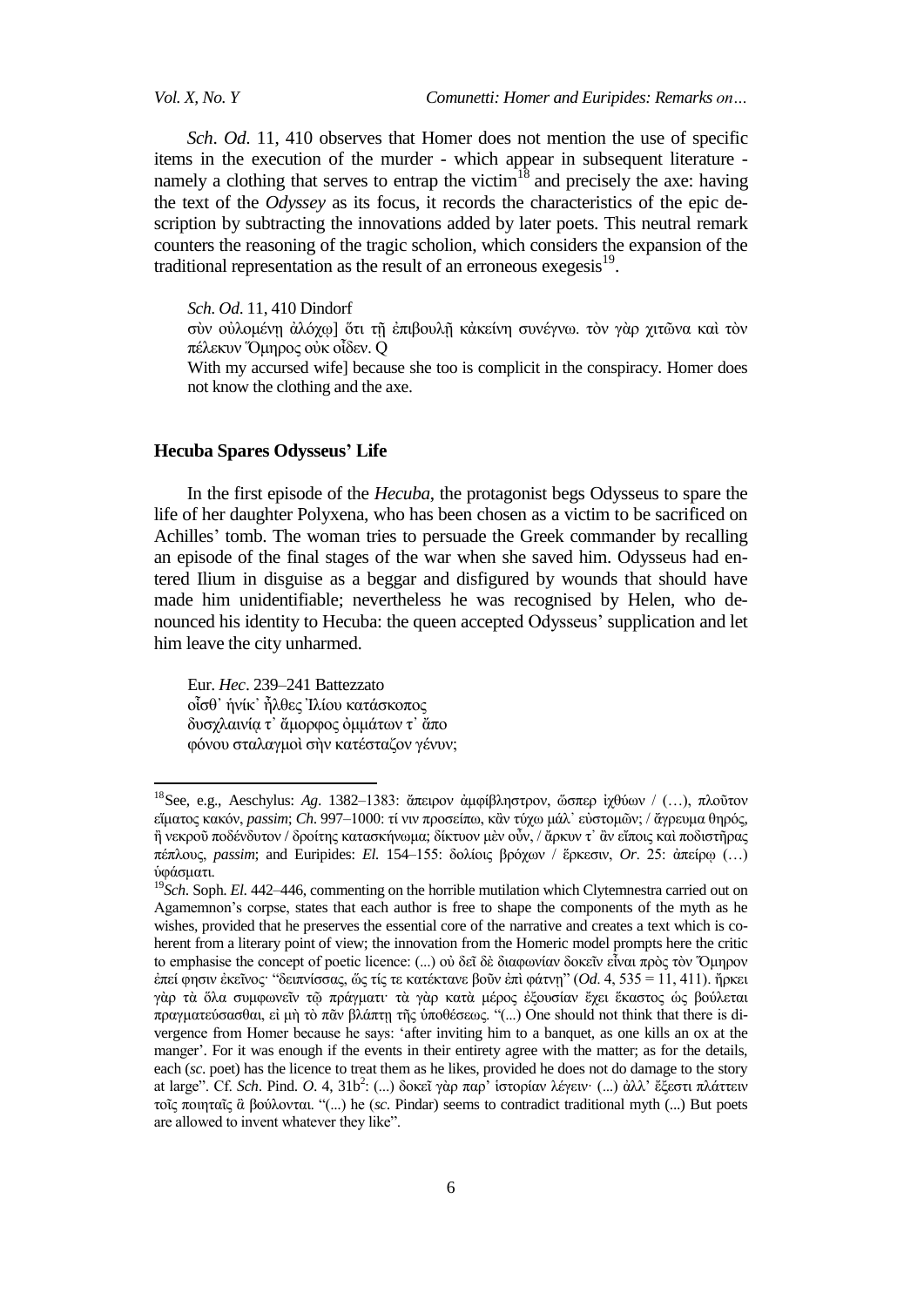*Sch*. *Od*. 11, 410 observes that Homer does not mention the use of specific items in the execution of the murder - which appear in subsequent literature - namely a clothing that serves to entrap the victim[18] and precisely the axe: having the text of the *Odyssey* as its focus, it records the characteristics of the epic description by subtracting the innovations added by later poets. This neutral remark counters the reasoning of the tragic scholion, which considers the expansion of the traditional representation as the result of an erroneous exegesis[19].

> *Sch. Od*. 11, 410 Dindorf
> σὺν οὐλομένῃ ἀλόχῳ] ὅτι τῇ ἐπιβουλῇ κἀκείνη συνέγνω. τὸν γὰρ χιτῶνα καὶ τὸν πέλεκυν Ὅμηρος οὐκ οἶδεν. Q
> With my accursed wife] because she too is complicit in the conspiracy. Homer does not know the clothing and the axe.

## Hecuba Spares Odysseus' Life

In the first episode of the *Hecuba*, the protagonist begs Odysseus to spare the life of her daughter Polyxena, who has been chosen as a victim to be sacrificed on Achilles' tomb. The woman tries to persuade the Greek commander by recalling an episode of the final stages of the war when she saved him. Odysseus had entered Ilium in disguise as a beggar and disfigured by wounds that should have made him unidentifiable; nevertheless he was recognised by Helen, who denounced his identity to Hecuba: the queen accepted Odysseus' supplication and let him leave the city unharmed.

> Eur. *Hec*. 239–241 Battezzato
> οἶσθ᾽ ἡνίκ᾽ ἦλθες Ἰλίου κατάσκοπος
> δυσχλαινίᾳ τ᾽ ἄμορφος ὀμμάτων τ᾽ ἄπο
> φόνου σταλαγμοὶ σὴν κατέσταζον γένυν;

---

[18] See, e.g., Aeschylus: *Ag*. 1382–1383: ἄπειρον ἀμφίβληστρον, ὥσπερ ἰχθύων / (…), πλοῦτον εἵματος κακόν, *passim*; *Ch*. 997–1000: τί νιν προσείπω, κἂν τύχω μάλ᾽ εὐστομῶν; / ἄγρευμα θηρός, ἢ νεκροῦ ποδένδυτον / δροίτης κατασκήνωμα; δίκτυον μὲν οὖν, / ἄρκυν τ᾽ ἂν εἴποις καὶ ποδιστῆρας πέπλους, *passim*; and Euripides: *El*. 154–155: δολίοις βρόχων / ἕρκεσιν, *Or*. 25: ἀπείρῳ (…) ὑφάσματι.

[19] *Sch*. Soph. *El*. 442–446, commenting on the horrible mutilation which Clytemnestra carried out on Agamemnon's corpse, states that each author is free to shape the components of the myth as he wishes, provided that he preserves the essential core of the narrative and creates a text which is coherent from a literary point of view; the innovation from the Homeric model prompts here the critic to emphasise the concept of poetic licence: (...) οὐ δεῖ δὲ διαφωνίαν δοκεῖν εἶναι πρὸς τὸν Ὅμηρον ἐπεί φησιν ἐκεῖνος· "δειπνίσσας, ὥς τίς τε κατέκτανε βοῦν ἐπὶ φάτνῃ" (*Od*. 4, 535 = 11, 411). ἤρκει γὰρ τὰ ὅλα συμφωνεῖν τῷ πράγματι· τὰ γὰρ κατὰ μέρος ἐξουσίαν ἔχει ἕκαστος ὡς βούλεται πραγματεύσασθαι, εἰ μὴ τὸ πᾶν βλάπτῃ τῆς ὑποθέσεως. "(...) One should not think that there is divergence from Homer because he says: 'after inviting him to a banquet, as one kills an ox at the manger'. For it was enough if the events in their entirety agree with the matter; as for the details, each (*sc*. poet) has the licence to treat them as he likes, provided he does not do damage to the story at large". Cf. *Sch*. Pind. *O*. 4, 31b[2]: (...) δοκεῖ γὰρ παρ' ἱστορίαν λέγειν· (...) ἀλλ' ἔξεστι πλάττειν τοῖς ποιηταῖς ἃ βούλονται. "(...) he (*sc*. Pindar) seems to contradict traditional myth (...) But poets are allowed to invent whatever they like".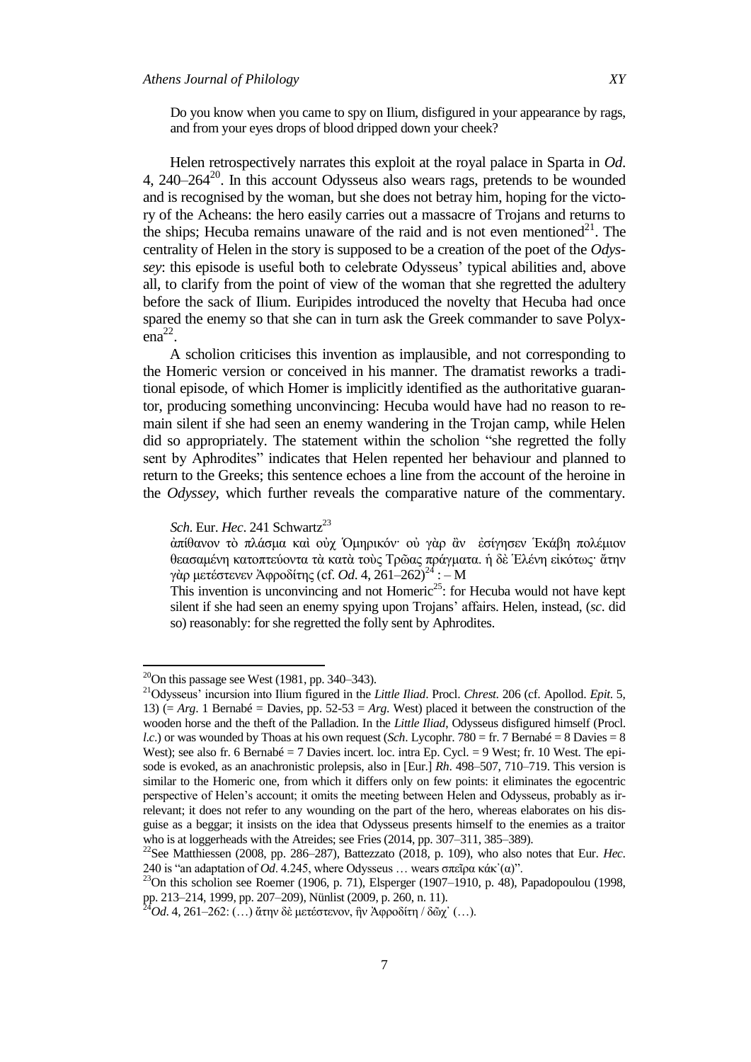Do you know when you came to spy on Ilium, disfigured in your appearance by rags, and from your eyes drops of blood dripped down your cheek?

Helen retrospectively narrates this exploit at the royal palace in Sparta in *Od.* 4, 240–264[20]. In this account Odysseus also wears rags, pretends to be wounded and is recognised by the woman, but she does not betray him, hoping for the victory of the Acheans: the hero easily carries out a massacre of Trojans and returns to the ships; Hecuba remains unaware of the raid and is not even mentioned[21]. The centrality of Helen in the story is supposed to be a creation of the poet of the *Odyssey*: this episode is useful both to celebrate Odysseus' typical abilities and, above all, to clarify from the point of view of the woman that she regretted the adultery before the sack of Ilium. Euripides introduced the novelty that Hecuba had once spared the enemy so that she can in turn ask the Greek commander to save Polyxena[22].

A scholion criticises this invention as implausible, and not corresponding to the Homeric version or conceived in his manner. The dramatist reworks a traditional episode, of which Homer is implicitly identified as the authoritative guarantor, producing something unconvincing: Hecuba would have had no reason to remain silent if she had seen an enemy wandering in the Trojan camp, while Helen did so appropriately. The statement within the scholion "she regretted the folly sent by Aphrodites" indicates that Helen repented her behaviour and planned to return to the Greeks; this sentence echoes a line from the account of the heroine in the *Odyssey*, which further reveals the comparative nature of the commentary.

*Sch.* Eur. *Hec*. 241 Schwartz[23]
ἀπίθανον τὸ πλάσμα καὶ οὐχ Ὁμηρικόν· οὐ γὰρ ἂν ἐσίγησεν Ἑκάβη πολέμιον θεασαμένη κατοπτεύοντα τὰ κατὰ τοὺς Τρῶας πράγματα. ἡ δὲ Ἑλένη εἰκότως· ἄτην γὰρ μετέστενεν Ἀφροδίτης (cf. *Od*. 4, 261–262)[24] : – M
This invention is unconvincing and not Homeric[25]: for Hecuba would not have kept silent if she had seen an enemy spying upon Trojans' affairs. Helen, instead, (*sc*. did so) reasonably: for she regretted the folly sent by Aphrodites.

---

[20] On this passage see West (1981, pp. 340–343).

[21] Odysseus' incursion into Ilium figured in the *Little Iliad*. Procl. *Chrest*. 206 (cf. Apollod. *Epit*. 5, 13) (= *Arg*. 1 Bernabé = Davies, pp. 52-53 = *Arg*. West) placed it between the construction of the wooden horse and the theft of the Palladion. In the *Little Iliad*, Odysseus disfigured himself (Procl. *l.c.*) or was wounded by Thoas at his own request (*Sch*. Lycophr. 780 = fr. 7 Bernabé = 8 Davies = 8 West); see also fr. 6 Bernabé = 7 Davies incert. loc. intra Ep. Cycl. = 9 West; fr. 10 West. The episode is evoked, as an anachronistic prolepsis, also in [Eur.] *Rh*. 498–507, 710–719. This version is similar to the Homeric one, from which it differs only on few points: it eliminates the egocentric perspective of Helen's account; it omits the meeting between Helen and Odysseus, probably as irrelevant; it does not refer to any wounding on the part of the hero, whereas elaborates on his disguise as a beggar; it insists on the idea that Odysseus presents himself to the enemies as a traitor who is at loggerheads with the Atreides; see Fries (2014, pp. 307–311, 385–389).

[22] See Matthiessen (2008, pp. 286–287), Battezzato (2018, p. 109), who also notes that Eur. *Hec*. 240 is "an adaptation of *Od*. 4.245, where Odysseus … wears σπεῖρα κάκ᾽(α)".

[23] On this scholion see Roemer (1906, p. 71), Elsperger (1907–1910, p. 48), Papadopoulou (1998, pp. 213–214, 1999, pp. 207–209), Nünlist (2009, p. 260, n. 11).

[24] *Od*. 4, 261–262: (…) ἄτην δὲ μετέστενον, ἣν Ἀφροδίτη / δῶχ᾽ (…).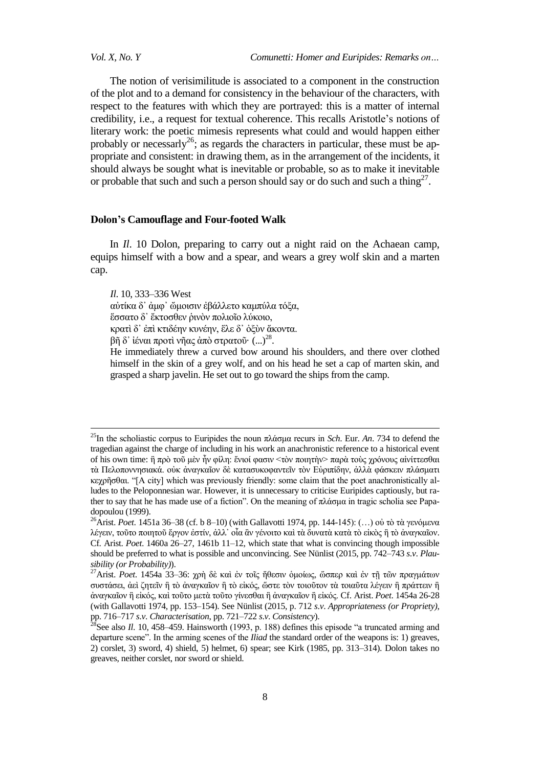The notion of verisimilitude is associated to a component in the construction of the plot and to a demand for consistency in the behaviour of the characters, with respect to the features with which they are portrayed: this is a matter of internal credibility, i.e., a request for textual coherence. This recalls Aristotle's notions of literary work: the poetic mimesis represents what could and would happen either probably or necessarly[26]; as regards the characters in particular, these must be appropriate and consistent: in drawing them, as in the arrangement of the incidents, it should always be sought what is inevitable or probable, so as to make it inevitable or probable that such and such a person should say or do such and such a thing[27].

## Dolon's Camouflage and Four-footed Walk

In *Il*. 10 Dolon, preparing to carry out a night raid on the Achaean camp, equips himself with a bow and a spear, and wears a grey wolf skin and a marten cap.

> *Il*. 10, 333–336 West
> αὐτίκα δ᾽ ἀμφ᾽ ὤμοισιν ἐβάλλετο καμπύλα τόξα,
> ἕσσατο δ᾽ ἔκτοσθεν ῥινὸν πολιοῖο λύκοιο,
> κρατὶ δ᾽ ἐπὶ κτιδέην κυνέην, ἕλε δ᾽ ὀξὺν ἄκοντα.
> βῆ δ᾽ ἰέναι προτὶ νῆας ἀπὸ στρατοῦ· (...)[28].
> He immediately threw a curved bow around his shoulders, and there over clothed himself in the skin of a grey wolf, and on his head he set a cap of marten skin, and grasped a sharp javelin. He set out to go toward the ships from the camp.

---

[25]In the scholiastic corpus to Euripides the noun πλάσμα recurs in *Sch*. Eur. *An*. 734 to defend the tragedian against the charge of including in his work an anachronistic reference to a historical event of his own time: ἣ πρὸ τοῦ μὲν ἦν φίλη: ἔνιοί φασιν <τὸν ποιητὴν> παρὰ τοὺς χρόνους αἰνίττεσθαι τὰ Πελοποννησιακά. οὐκ ἀναγκαῖον δὲ κατασυκοφαντεῖν τὸν Εὐριπίδην, ἀλλὰ φάσκειν πλάσματι κεχρῆσθαι. "[A city] which was previously friendly: some claim that the poet anachronistically alludes to the Peloponnesian war. However, it is unnecessary to criticise Euripides captiously, but rather to say that he has made use of a fiction". On the meaning of πλάσμα in tragic scholia see Papadopoulou (1999).

[26]Arist. *Poet*. 1451a 36–38 (cf. b 8–10) (with Gallavotti 1974, pp. 144-145): (…) οὐ τὸ τὰ γενόμενα λέγειν, τοῦτο ποιητοῦ ἔργον ἐστίν, ἀλλ᾽ οἷα ἂν γένοιτο καὶ τὰ δυνατὰ κατὰ τὸ εἰκὸς ἢ τὸ ἀναγκαῖον. Cf. Arist. *Poet*. 1460a 26–27, 1461b 11–12, which state that what is convincing though impossible should be preferred to what is possible and unconvincing. See Nünlist (2015, pp. 742–743 *s.v*. *Plausibility (or Probability)*).

[27]Arist. *Poet*. 1454a 33–36: χρὴ δὲ καὶ ἐν τοῖς ἤθεσιν ὁμοίως, ὥσπερ καὶ ἐν τῇ τῶν πραγμάτων συστάσει, ἀεὶ ζητεῖν ἢ τὸ ἀναγκαῖον ἢ τὸ εἰκός, ὥστε τὸν τοιοῦτον τὰ τοιαῦτα λέγειν ἢ πράττειν ἢ ἀναγκαῖον ἢ εἰκός, καὶ τοῦτο μετὰ τοῦτο γίνεσθαι ἢ ἀναγκαῖον ἢ εἰκός. Cf. Arist. *Poet*. 1454a 26-28 (with Gallavotti 1974, pp. 153–154). See Nünlist (2015, p. 712 *s.v*. *Appropriateness (or Propriety)*, pp. 716–717 *s.v*. *Characterisation*, pp. 721–722 *s.v*. *Consistency*).

[28]See also *Il*. 10, 458–459. Hainsworth (1993, p. 188) defines this episode "a truncated arming and departure scene". In the arming scenes of the *Iliad* the standard order of the weapons is: 1) greaves, 2) corslet, 3) sword, 4) shield, 5) helmet, 6) spear; see Kirk (1985, pp. 313–314). Dolon takes no greaves, neither corslet, nor sword or shield.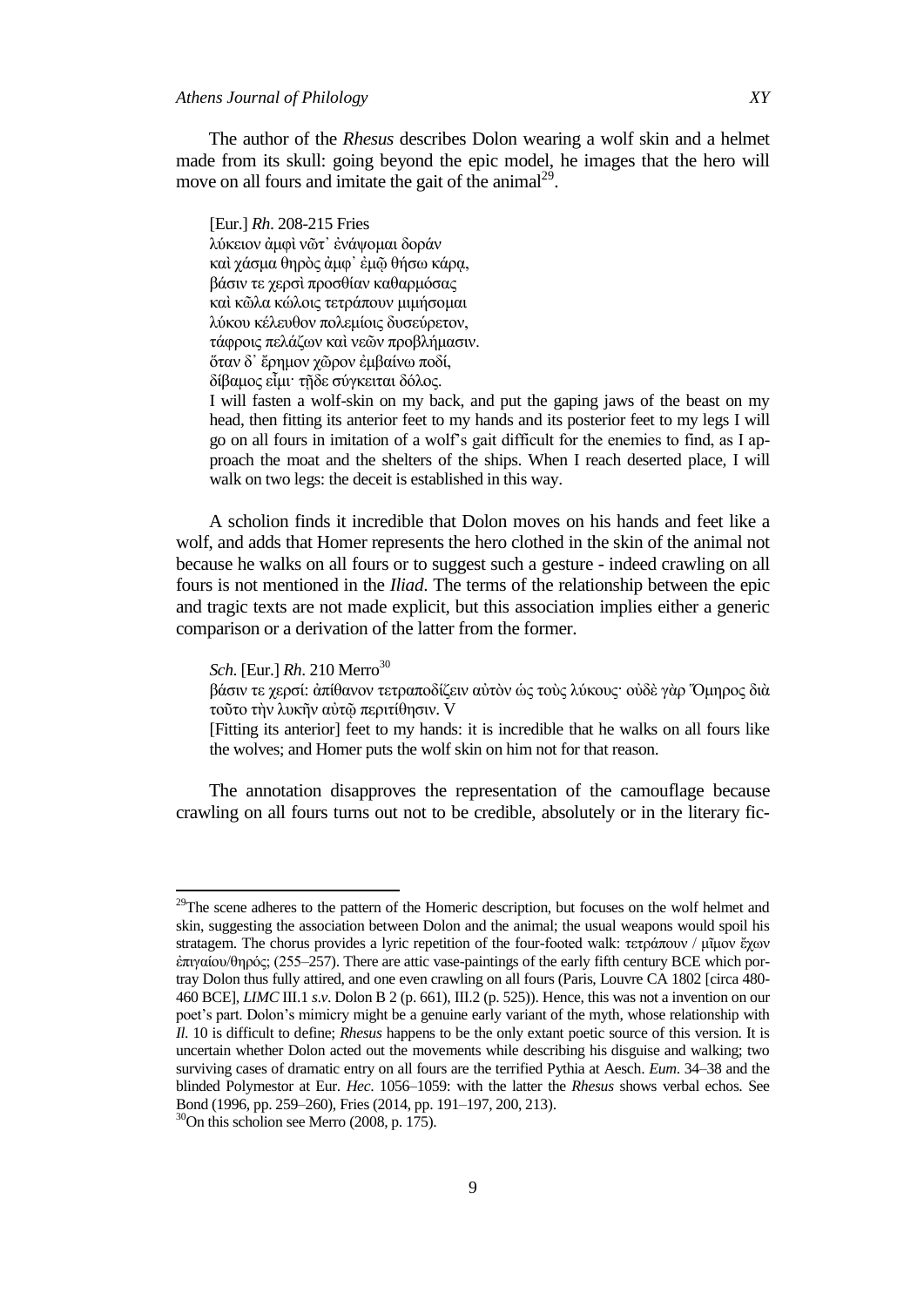The author of the *Rhesus* describes Dolon wearing a wolf skin and a helmet made from its skull: going beyond the epic model, he images that the hero will move on all fours and imitate the gait of the animal[29].

> [Eur.] *Rh*. 208-215 Fries
> λύκειον ἀμφὶ νῶτ᾽ ἐνάψομαι δοράν
> καὶ χάσμα θηρὸς ἀμφ᾽ ἐμῷ θήσω κάρᾳ,
> βάσιν τε χερσὶ προσθίαν καθαρμόσας
> καὶ κῶλα κώλοις τετράπουν μιμήσομαι
> λύκου κέλευθον πολεμίοις δυσεύρετον,
> τάφροις πελάζων καὶ νεῶν προβλήμασιν.
> ὅταν δ᾽ ἔρημον χῶρον ἐμβαίνω ποδί,
> δίβαμος εἶμι· τῇδε σύγκειται δόλος.
>
> I will fasten a wolf-skin on my back, and put the gaping jaws of the beast on my head, then fitting its anterior feet to my hands and its posterior feet to my legs I will go on all fours in imitation of a wolf's gait difficult for the enemies to find, as I approach the moat and the shelters of the ships. When I reach deserted place, I will walk on two legs: the deceit is established in this way.

A scholion finds it incredible that Dolon moves on his hands and feet like a wolf, and adds that Homer represents the hero clothed in the skin of the animal not because he walks on all fours or to suggest such a gesture - indeed crawling on all fours is not mentioned in the *Iliad*. The terms of the relationship between the epic and tragic texts are not made explicit, but this association implies either a generic comparison or a derivation of the latter from the former.

> *Sch*. [Eur.] *Rh*. 210 Merro[30]
> βάσιν τε χερσί: ἀπίθανον τετραποδίζειν αὐτὸν ὡς τοὺς λύκους· οὐδὲ γὰρ Ὅμηρος διὰ τοῦτο τὴν λυκῆν αὐτῷ περιτίθησιν. V
>
> [Fitting its anterior] feet to my hands: it is incredible that he walks on all fours like the wolves; and Homer puts the wolf skin on him not for that reason.

The annotation disapproves the representation of the camouflage because crawling on all fours turns out not to be credible, absolutely or in the literary fic-

---

[29]The scene adheres to the pattern of the Homeric description, but focuses on the wolf helmet and skin, suggesting the association between Dolon and the animal; the usual weapons would spoil his stratagem. The chorus provides a lyric repetition of the four-footed walk: τετράπουν / μῖμον ἔχων ἐπιγαίου/θηρός; (255–257). There are attic vase-paintings of the early fifth century BCE which portray Dolon thus fully attired, and one even crawling on all fours (Paris, Louvre CA 1802 [circa 480-460 BCE], *LIMC* III.1 *s.v*. Dolon B 2 (p. 661), III.2 (p. 525)). Hence, this was not a invention on our poet's part. Dolon's mimicry might be a genuine early variant of the myth, whose relationship with *Il*. 10 is difficult to define; *Rhesus* happens to be the only extant poetic source of this version. It is uncertain whether Dolon acted out the movements while describing his disguise and walking; two surviving cases of dramatic entry on all fours are the terrified Pythia at Aesch. *Eum*. 34–38 and the blinded Polymestor at Eur. *Hec*. 1056–1059: with the latter the *Rhesus* shows verbal echos. See Bond (1996, pp. 259–260), Fries (2014, pp. 191–197, 200, 213).

[30]On this scholion see Merro (2008, p. 175).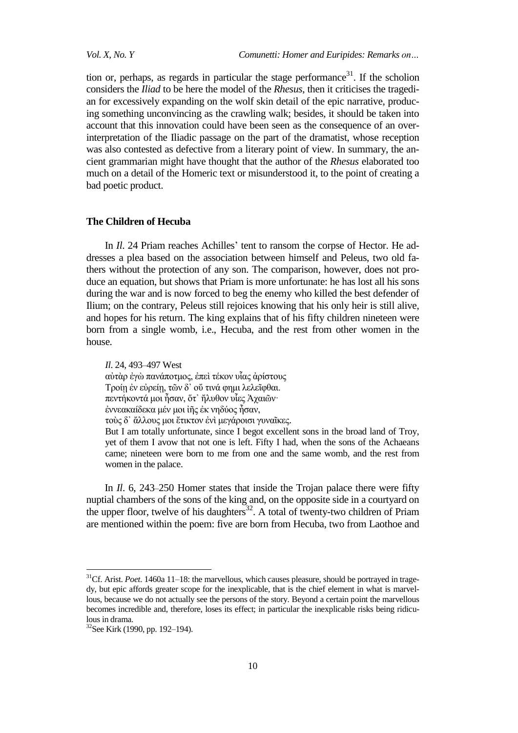tion or, perhaps, as regards in particular the stage performance[31]. If the scholion considers the *Iliad* to be here the model of the *Rhesus*, then it criticises the tragedian for excessively expanding on the wolf skin detail of the epic narrative, producing something unconvincing as the crawling walk; besides, it should be taken into account that this innovation could have been seen as the consequence of an over-interpretation of the Iliadic passage on the part of the dramatist, whose reception was also contested as defective from a literary point of view. In summary, the ancient grammarian might have thought that the author of the *Rhesus* elaborated too much on a detail of the Homeric text or misunderstood it, to the point of creating a bad poetic product.

## The Children of Hecuba

In *Il*. 24 Priam reaches Achilles' tent to ransom the corpse of Hector. He addresses a plea based on the association between himself and Peleus, two old fathers without the protection of any son. The comparison, however, does not produce an equation, but shows that Priam is more unfortunate: he has lost all his sons during the war and is now forced to beg the enemy who killed the best defender of Ilium; on the contrary, Peleus still rejoices knowing that his only heir is still alive, and hopes for his return. The king explains that of his fifty children nineteen were born from a single womb, i.e., Hecuba, and the rest from other women in the house.

> *Il*. 24, 493–497 West
> αὐτὰρ ἐγὼ πανάποτμος, ἐπεὶ τέκον υἷας ἀρίστους
> Τροίῃ ἐν εὐρείῃ, τῶν δ᾽ οὔ τινά φημι λελεῖφθαι.
> πεντήκοντά μοι ἦσαν, ὅτ᾽ ἤλυθον υἷες Ἀχαιῶν·
> ἐννεακαίδεκα μέν μοι ἰῆς ἐκ νηδύος ἦσαν,
> τοὺς δ᾽ ἄλλους μοι ἔτικτον ἐνὶ μεγάροισι γυναῖκες.
> But I am totally unfortunate, since I begot excellent sons in the broad land of Troy, yet of them I avow that not one is left. Fifty I had, when the sons of the Achaeans came; nineteen were born to me from one and the same womb, and the rest from women in the palace.

In *Il*. 6, 243–250 Homer states that inside the Trojan palace there were fifty nuptial chambers of the sons of the king and, on the opposite side in a courtyard on the upper floor, twelve of his daughters[32]. A total of twenty-two children of Priam are mentioned within the poem: five are born from Hecuba, two from Laothoe and

---

[31] Cf. Arist. *Poet*. 1460a 11–18: the marvellous, which causes pleasure, should be portrayed in tragedy, but epic affords greater scope for the inexplicable, that is the chief element in what is marvellous, because we do not actually see the persons of the story. Beyond a certain point the marvellous becomes incredible and, therefore, loses its effect; in particular the inexplicable risks being ridiculous in drama.

[32] See Kirk (1990, pp. 192–194).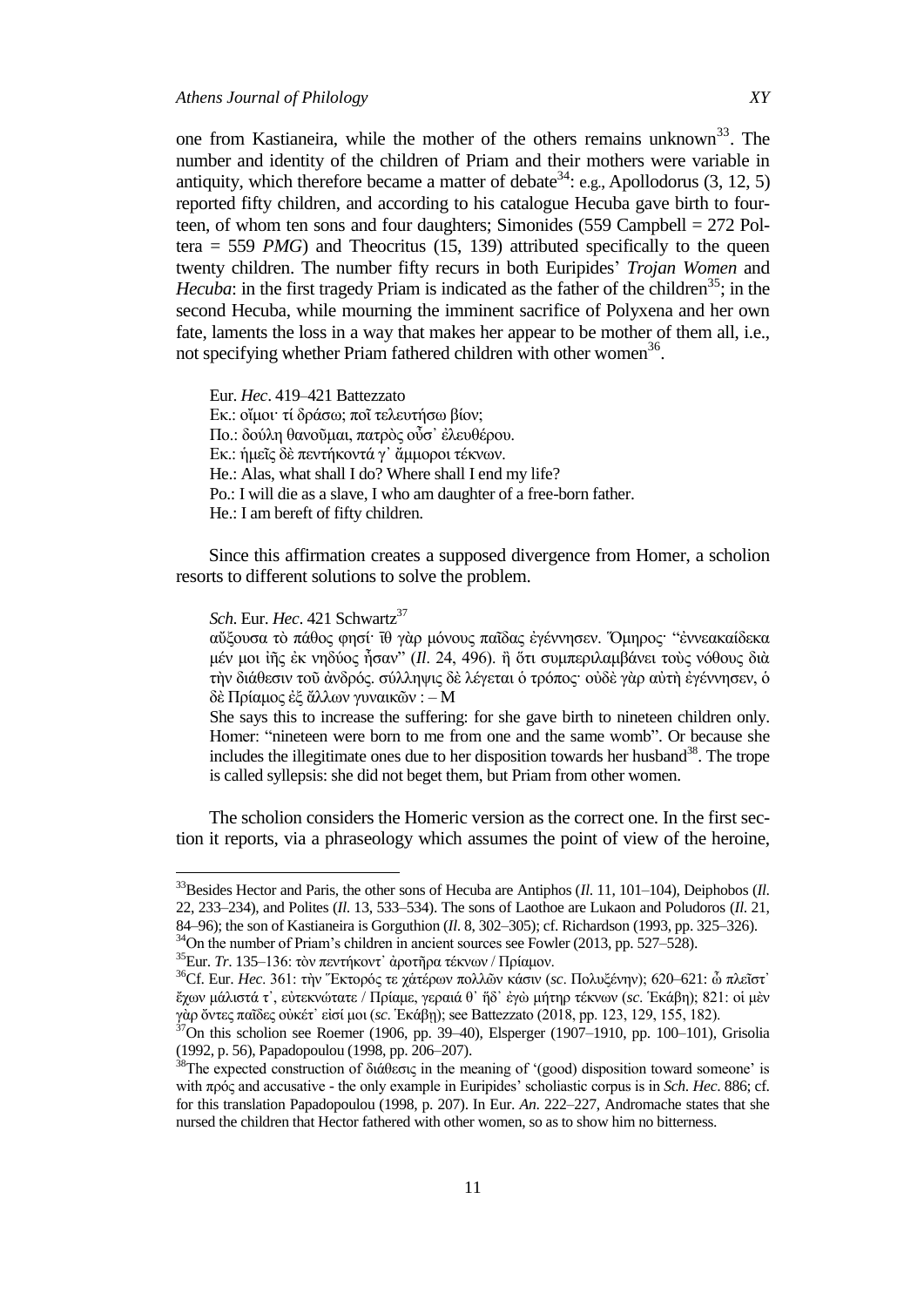one from Kastianeira, while the mother of the others remains unknown[33]. The number and identity of the children of Priam and their mothers were variable in antiquity, which therefore became a matter of debate[34]: e.g., Apollodorus (3, 12, 5) reported fifty children, and according to his catalogue Hecuba gave birth to fourteen, of whom ten sons and four daughters; Simonides (559 Campbell = 272 Poltera = 559 *PMG*) and Theocritus (15, 139) attributed specifically to the queen twenty children. The number fifty recurs in both Euripides' *Trojan Women* and *Hecuba*: in the first tragedy Priam is indicated as the father of the children[35]; in the second Hecuba, while mourning the imminent sacrifice of Polyxena and her own fate, laments the loss in a way that makes her appear to be mother of them all, i.e., not specifying whether Priam fathered children with other women[36].

Eur. *Hec*. 419–421 Battezzato
Εκ.: οἴμοι· τί δράσω; ποῖ τελευτήσω βίον;
Πο.: δούλη θανοῦμαι, πατρὸς οὖσ᾽ ἐλευθέρου.
Εκ.: ἡμεῖς δὲ πεντήκοντά γ᾽ ἄμμοροι τέκνων.
He.: Alas, what shall I do? Where shall I end my life?
Po.: I will die as a slave, I who am daughter of a free-born father.
He.: I am bereft of fifty children.

Since this affirmation creates a supposed divergence from Homer, a scholion resorts to different solutions to solve the problem.

*Sch*. Eur. *Hec*. 421 Schwartz[37]
αὔξουσα τὸ πάθος φησί· ιθ̅ γὰρ μόνους παῖδας ἐγέννησεν. Ὅμηρος· "ἐννεακαίδεκα μέν μοι ἰῆς ἐκ νηδύος ἦσαν" (*Il*. 24, 496). ἢ ὅτι συμπεριλαμβάνει τοὺς νόθους διὰ τὴν διάθεσιν τοῦ ἀνδρός. σύλληψις δὲ λέγεται ὁ τρόπος· οὐδὲ γὰρ αὐτὴ ἐγέννησεν, ὁ δὲ Πρίαμος ἐξ ἄλλων γυναικῶν : – M
She says this to increase the suffering: for she gave birth to nineteen children only. Homer: "nineteen were born to me from one and the same womb". Or because she includes the illegitimate ones due to her disposition towards her husband[38]. The trope is called syllepsis: she did not beget them, but Priam from other women.

The scholion considers the Homeric version as the correct one. In the first section it reports, via a phraseology which assumes the point of view of the heroine,

---

[33] Besides Hector and Paris, the other sons of Hecuba are Antiphos (*Il*. 11, 101–104), Deiphobos (*Il*. 22, 233–234), and Polites (*Il*. 13, 533–534). The sons of Laothoe are Lukaon and Poludoros (*Il*. 21, 84–96); the son of Kastianeira is Gorguthion (*Il*. 8, 302–305); cf. Richardson (1993, pp. 325–326).

[34] On the number of Priam's children in ancient sources see Fowler (2013, pp. 527–528).

[35] Eur. *Tr*. 135–136: τὸν πεντήκοντ᾽ ἀροτῆρα τέκνων / Πρίαμον.

[36] Cf. Eur. *Hec*. 361: τὴν Ἕκτορός τε χἀτέρων πολλῶν κάσιν (*sc*. Πολυξένην); 620–621: ὦ πλεῖστ᾽ ἔχων μάλιστά τ᾽, εὐτεκνώτατε / Πρίαμε, γεραιά θ᾽ ἥδ᾽ ἐγὼ μήτηρ τέκνων (*sc*. Ἑκάβη); 821: οἱ μὲν γὰρ ὄντες παῖδες οὐκέτ᾽ εἰσί μοι (*sc*. Ἑκάβη); see Battezzato (2018, pp. 123, 129, 155, 182).

[37] On this scholion see Roemer (1906, pp. 39–40), Elsperger (1907–1910, pp. 100–101), Grisolia (1992, p. 56), Papadopoulou (1998, pp. 206–207).

[38] The expected construction of διάθεσις in the meaning of '(good) disposition toward someone' is with πρός and accusative - the only example in Euripides' scholiastic corpus is in *Sch*. *Hec*. 886; cf. for this translation Papadopoulou (1998, p. 207). In Eur. *An*. 222–227, Andromache states that she nursed the children that Hector fathered with other women, so as to show him no bitterness.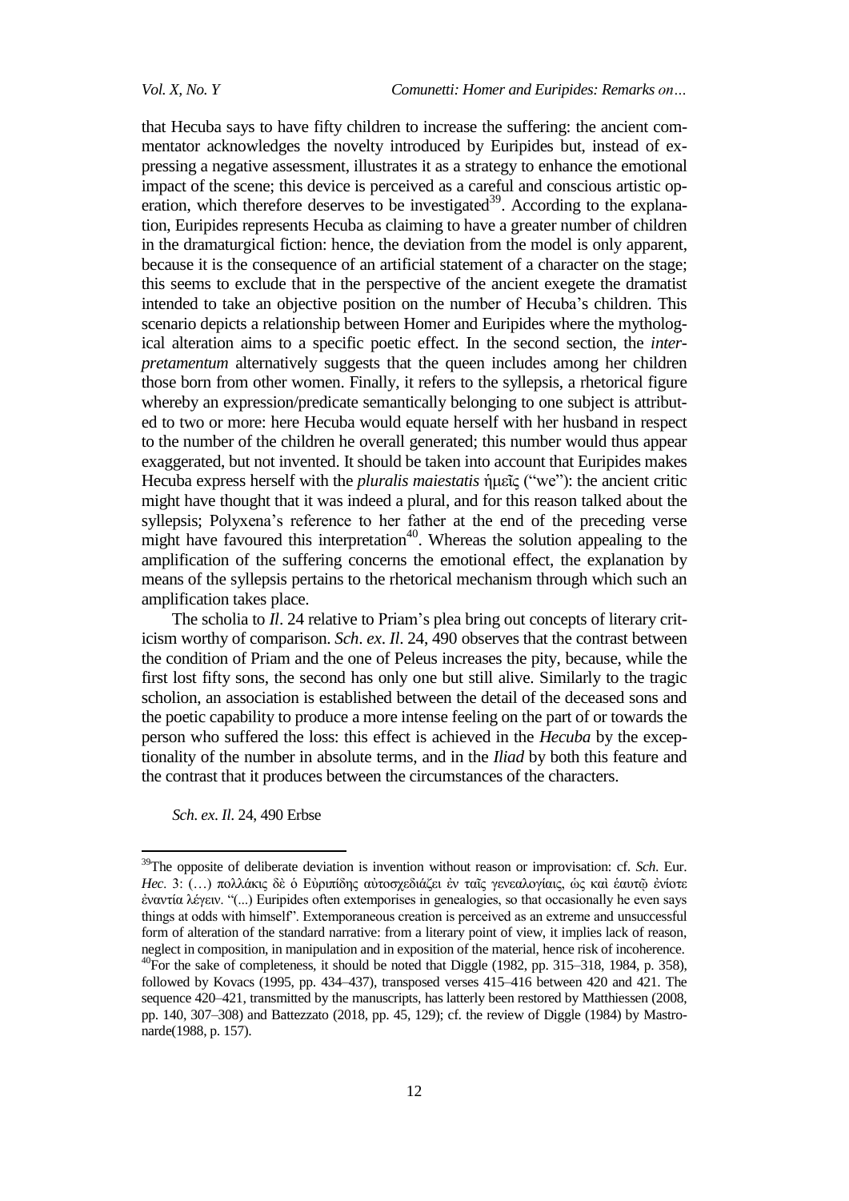that Hecuba says to have fifty children to increase the suffering: the ancient commentator acknowledges the novelty introduced by Euripides but, instead of expressing a negative assessment, illustrates it as a strategy to enhance the emotional impact of the scene; this device is perceived as a careful and conscious artistic operation, which therefore deserves to be investigated[39]. According to the explanation, Euripides represents Hecuba as claiming to have a greater number of children in the dramaturgical fiction: hence, the deviation from the model is only apparent, because it is the consequence of an artificial statement of a character on the stage; this seems to exclude that in the perspective of the ancient exegete the dramatist intended to take an objective position on the number of Hecuba's children. This scenario depicts a relationship between Homer and Euripides where the mythological alteration aims to a specific poetic effect. In the second section, the *interpretamentum* alternatively suggests that the queen includes among her children those born from other women. Finally, it refers to the syllepsis, a rhetorical figure whereby an expression/predicate semantically belonging to one subject is attributed to two or more: here Hecuba would equate herself with her husband in respect to the number of the children he overall generated; this number would thus appear exaggerated, but not invented. It should be taken into account that Euripides makes Hecuba express herself with the *pluralis maiestatis* ἡμεῖς ("we"): the ancient critic might have thought that it was indeed a plural, and for this reason talked about the syllepsis; Polyxena's reference to her father at the end of the preceding verse might have favoured this interpretation[40]. Whereas the solution appealing to the amplification of the suffering concerns the emotional effect, the explanation by means of the syllepsis pertains to the rhetorical mechanism through which such an amplification takes place.

The scholia to *Il*. 24 relative to Priam's plea bring out concepts of literary criticism worthy of comparison. *Sch*. *ex*. *Il*. 24, 490 observes that the contrast between the condition of Priam and the one of Peleus increases the pity, because, while the first lost fifty sons, the second has only one but still alive. Similarly to the tragic scholion, an association is established between the detail of the deceased sons and the poetic capability to produce a more intense feeling on the part of or towards the person who suffered the loss: this effect is achieved in the *Hecuba* by the exceptionality of the number in absolute terms, and in the *Iliad* by both this feature and the contrast that it produces between the circumstances of the characters.

*Sch. ex. Il.* 24, 490 Erbse

---

[39]The opposite of deliberate deviation is invention without reason or improvisation: cf. *Sch.* Eur. *Hec*. 3: (…) πολλάκις δὲ ὁ Εὐριπίδης αὐτοσχεδιάζει ἐν ταῖς γενεαλογίαις, ὡς καὶ ἑαυτῷ ἐνίοτε ἐναντία λέγειν. "(...) Euripides often extemporises in genealogies, so that occasionally he even says things at odds with himself". Extemporaneous creation is perceived as an extreme and unsuccessful form of alteration of the standard narrative: from a literary point of view, it implies lack of reason, neglect in composition, in manipulation and in exposition of the material, hence risk of incoherence.

[40]For the sake of completeness, it should be noted that Diggle (1982, pp. 315–318, 1984, p. 358), followed by Kovacs (1995, pp. 434–437), transposed verses 415–416 between 420 and 421. The sequence 420–421, transmitted by the manuscripts, has latterly been restored by Matthiessen (2008, pp. 140, 307–308) and Battezzato (2018, pp. 45, 129); cf. the review of Diggle (1984) by Mastronarde(1988, p. 157).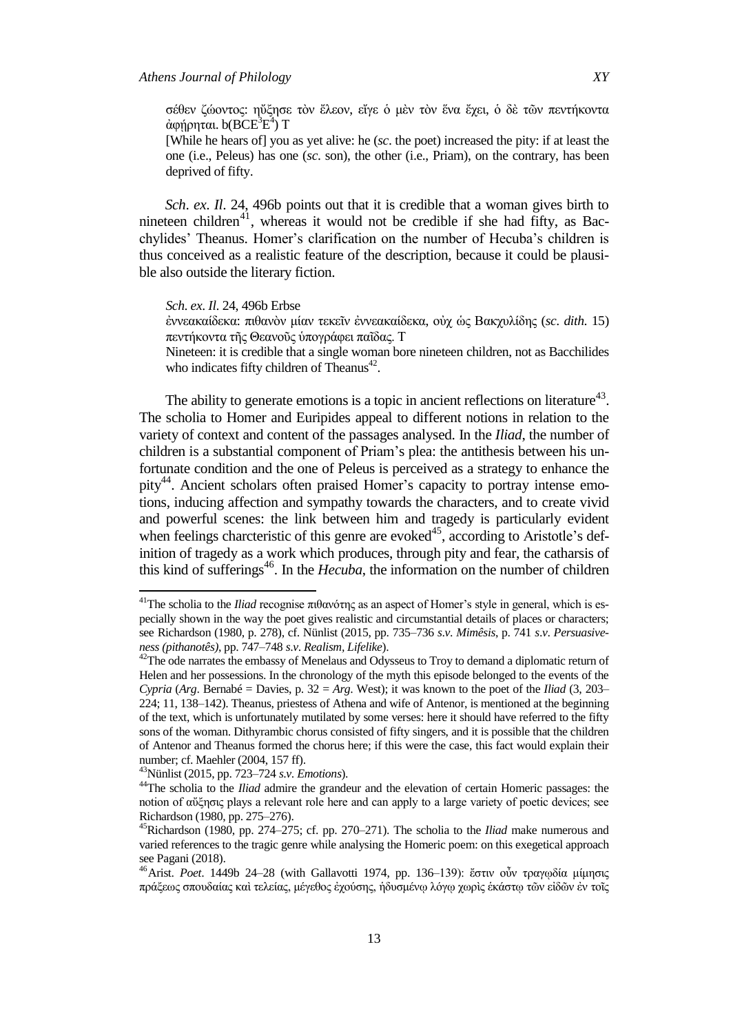σέθεν ζώοντος: ηὔξησε τὸν ἔλεον, εἴγε ὁ μὲν τὸν ἕνα ἔχει, ὁ δὲ τῶν πεντήκοντα ἀφήρηται. b(BCE$^3$E$^4$) T

[While he hears of] you as yet alive: he (*sc*. the poet) increased the pity: if at least the one (i.e., Peleus) has one (*sc*. son), the other (i.e., Priam), on the contrary, has been deprived of fifty.

*Sch. ex. Il.* 24, 496b points out that it is credible that a woman gives birth to nineteen children[41], whereas it would not be credible if she had fifty, as Bacchylides' Theanus. Homer's clarification on the number of Hecuba's children is thus conceived as a realistic feature of the description, because it could be plausible also outside the literary fiction.

*Sch. ex. Il.* 24, 496b Erbse

ἐννεακαίδεκα: πιθανὸν μίαν τεκεῖν ἐννεακαίδεκα, οὐχ ὡς Βακχυλίδης (*sc. dith.* 15) πεντήκοντα τῆς Θεανοῦς ὑπογράφει παῖδας. T

Nineteen: it is credible that a single woman bore nineteen children, not as Bacchilides who indicates fifty children of Theanus[42].

The ability to generate emotions is a topic in ancient reflections on literature[43]. The scholia to Homer and Euripides appeal to different notions in relation to the variety of context and content of the passages analysed. In the *Iliad*, the number of children is a substantial component of Priam's plea: the antithesis between his unfortunate condition and the one of Peleus is perceived as a strategy to enhance the pity[44]. Ancient scholars often praised Homer's capacity to portray intense emotions, inducing affection and sympathy towards the characters, and to create vivid and powerful scenes: the link between him and tragedy is particularly evident when feelings charcteristic of this genre are evoked[45], according to Aristotle's definition of tragedy as a work which produces, through pity and fear, the catharsis of this kind of sufferings[46]. In the *Hecuba*, the information on the number of children

---

[41] The scholia to the *Iliad* recognise πιθανότης as an aspect of Homer's style in general, which is especially shown in the way the poet gives realistic and circumstantial details of places or characters; see Richardson (1980, p. 278), cf. Nünlist (2015, pp. 735–736 *s.v. Mimêsis*, p. 741 *s.v. Persuasiveness (pithanotês)*, pp. 747–748 *s.v. Realism, Lifelike*).

[42] The ode narrates the embassy of Menelaus and Odysseus to Troy to demand a diplomatic return of Helen and her possessions. In the chronology of the myth this episode belonged to the events of the *Cypria* (*Arg*. Bernabé = Davies, p. 32 = *Arg*. West); it was known to the poet of the *Iliad* (3, 203–224; 11, 138–142). Theanus, priestess of Athena and wife of Antenor, is mentioned at the beginning of the text, which is unfortunately mutilated by some verses: here it should have referred to the fifty sons of the woman. Dithyrambic chorus consisted of fifty singers, and it is possible that the children of Antenor and Theanus formed the chorus here; if this were the case, this fact would explain their number; cf. Maehler (2004, 157 ff).

[43] Nünlist (2015, pp. 723–724 *s.v. Emotions*).

[44] The scholia to the *Iliad* admire the grandeur and the elevation of certain Homeric passages: the notion of αὔξησις plays a relevant role here and can apply to a large variety of poetic devices; see Richardson (1980, pp. 275–276).

[45] Richardson (1980, pp. 274–275; cf. pp. 270–271). The scholia to the *Iliad* make numerous and varied references to the tragic genre while analysing the Homeric poem: on this exegetical approach see Pagani (2018).

[46] Arist. *Poet*. 1449b 24–28 (with Gallavotti 1974, pp. 136–139): ἔστιν οὖν τραγῳδία μίμησις πράξεως σπουδαίας καὶ τελείας, μέγεθος ἐχούσης, ἡδυσμένῳ λόγῳ χωρὶς ἑκάστῳ τῶν εἰδῶν ἐν τοῖς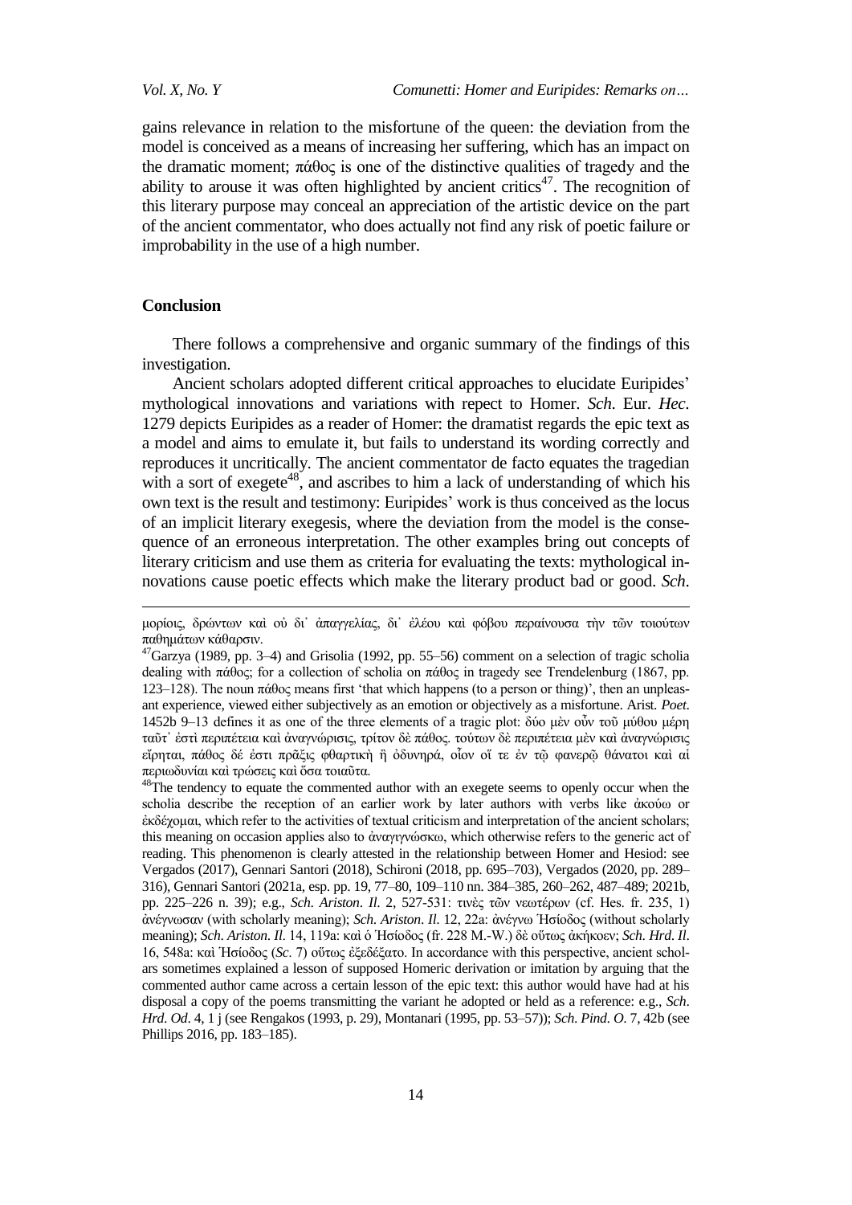gains relevance in relation to the misfortune of the queen: the deviation from the model is conceived as a means of increasing her suffering, which has an impact on the dramatic moment; πάθος is one of the distinctive qualities of tragedy and the ability to arouse it was often highlighted by ancient critics[47]. The recognition of this literary purpose may conceal an appreciation of the artistic device on the part of the ancient commentator, who does actually not find any risk of poetic failure or improbability in the use of a high number.

## Conclusion

There follows a comprehensive and organic summary of the findings of this investigation.

Ancient scholars adopted different critical approaches to elucidate Euripides' mythological innovations and variations with repect to Homer. *Sch*. Eur. *Hec*. 1279 depicts Euripides as a reader of Homer: the dramatist regards the epic text as a model and aims to emulate it, but fails to understand its wording correctly and reproduces it uncritically. The ancient commentator de facto equates the tragedian with a sort of exegete[48], and ascribes to him a lack of understanding of which his own text is the result and testimony: Euripides' work is thus conceived as the locus of an implicit literary exegesis, where the deviation from the model is the consequence of an erroneous interpretation. The other examples bring out concepts of literary criticism and use them as criteria for evaluating the texts: mythological innovations cause poetic effects which make the literary product bad or good. *Sch*.

---

μορίοις, δρώντων καὶ οὐ δι᾽ ἀπαγγελίας, δι᾽ ἐλέου καὶ φόβου περαίνουσα τὴν τῶν τοιούτων παθημάτων κάθαρσιν.

[47]Garzya (1989, pp. 3–4) and Grisolia (1992, pp. 55–56) comment on a selection of tragic scholia dealing with πάθος; for a collection of scholia on πάθος in tragedy see Trendelenburg (1867, pp. 123–128). The noun πάθος means first 'that which happens (to a person or thing)', then an unpleasant experience, viewed either subjectively as an emotion or objectively as a misfortune. Arist. *Poet*. 1452b 9–13 defines it as one of the three elements of a tragic plot: δύο μὲν οὖν τοῦ μύθου μέρη ταῦτ᾽ ἐστὶ περιπέτεια καὶ ἀναγνώρισις, τρίτον δὲ πάθος. τούτων δὲ περιπέτεια μὲν καὶ ἀναγνώρισις εἴρηται, πάθος δέ ἐστι πρᾶξις φθαρτικὴ ἢ ὀδυνηρά, οἷον οἵ τε ἐν τῷ φανερῷ θάνατοι καὶ αἱ περιωδυνίαι καὶ τρώσεις καὶ ὅσα τοιαῦτα.

[48]The tendency to equate the commented author with an exegete seems to openly occur when the scholia describe the reception of an earlier work by later authors with verbs like ἀκούω or ἐκδέχομαι, which refer to the activities of textual criticism and interpretation of the ancient scholars; this meaning on occasion applies also to ἀναγιγνώσκω, which otherwise refers to the generic act of reading. This phenomenon is clearly attested in the relationship between Homer and Hesiod: see Vergados (2017), Gennari Santori (2018), Schironi (2018, pp. 695–703), Vergados (2020, pp. 289–316), Gennari Santori (2021a, esp. pp. 19, 77–80, 109–110 nn. 384–385, 260–262, 487–489; 2021b, pp. 225–226 n. 39); e.g., *Sch*. *Ariston*. *Il*. 2, 527-531: τινὲς τῶν νεωτέρων (cf. Hes. fr. 235, 1) ἀνέγνωσαν (with scholarly meaning); *Sch*. *Ariston*. *Il*. 12, 22a: ἀνέγνω Ἡσίοδος (without scholarly meaning); *Sch*. *Ariston*. *Il*. 14, 119a: καὶ ὁ Ἡσίοδος (fr. 228 M.-W.) δὲ οὕτως ἀκήκοεν; *Sch*. *Hrd*. *Il*. 16, 548a: καὶ Ἡσίοδος (*Sc*. 7) οὕτως ἐξεδέξατο. In accordance with this perspective, ancient scholars sometimes explained a lesson of supposed Homeric derivation or imitation by arguing that the commented author came across a certain lesson of the epic text: this author would have had at his disposal a copy of the poems transmitting the variant he adopted or held as a reference: e.g., *Sch*. *Hrd*. *Od*. 4, 1 j (see Rengakos (1993, p. 29), Montanari (1995, pp. 53–57)); *Sch*. *Pind*. *O*. 7, 42b (see Phillips 2016, pp. 183–185).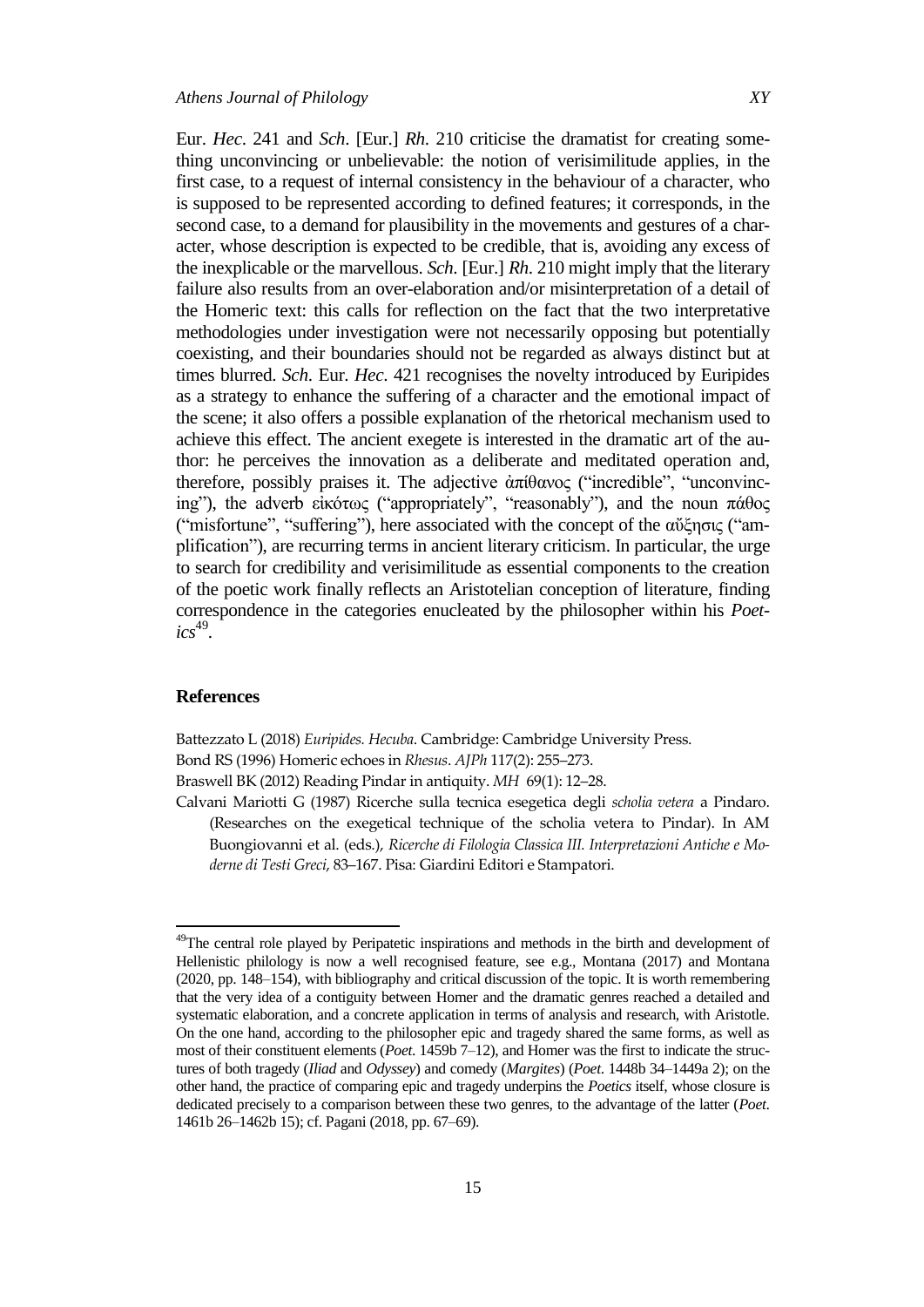Eur. *Hec*. 241 and *Sch*. [Eur.] *Rh*. 210 criticise the dramatist for creating something unconvincing or unbelievable: the notion of verisimilitude applies, in the first case, to a request of internal consistency in the behaviour of a character, who is supposed to be represented according to defined features; it corresponds, in the second case, to a demand for plausibility in the movements and gestures of a character, whose description is expected to be credible, that is, avoiding any excess of the inexplicable or the marvellous. *Sch.* [Eur.] *Rh.* 210 might imply that the literary failure also results from an over-elaboration and/or misinterpretation of a detail of the Homeric text: this calls for reflection on the fact that the two interpretative methodologies under investigation were not necessarily opposing but potentially coexisting, and their boundaries should not be regarded as always distinct but at times blurred. *Sch*. Eur. *Hec*. 421 recognises the novelty introduced by Euripides as a strategy to enhance the suffering of a character and the emotional impact of the scene; it also offers a possible explanation of the rhetorical mechanism used to achieve this effect. The ancient exegete is interested in the dramatic art of the author: he perceives the innovation as a deliberate and meditated operation and, therefore, possibly praises it. The adjective ἀπίθανος ("incredible", "unconvincing"), the adverb εἰκότως ("appropriately", "reasonably"), and the noun πάθος ("misfortune", "suffering"), here associated with the concept of the αὔξησις ("amplification"), are recurring terms in ancient literary criticism. In particular, the urge to search for credibility and verisimilitude as essential components to the creation of the poetic work finally reflects an Aristotelian conception of literature, finding correspondence in the categories enucleated by the philosopher within his *Poetics*[49].

## References

Battezzato L (2018) *Euripides. Hecuba*. Cambridge: Cambridge University Press.

Bond RS (1996) Homeric echoes in *Rhesus*. *AJPh* 117(2): 255–273.

Braswell BK (2012) Reading Pindar in antiquity. *MH* 69(1): 12–28.

Calvani Mariotti G (1987) Ricerche sulla tecnica esegetica degli *scholia vetera* a Pindaro. (Researches on the exegetical technique of the scholia vetera to Pindar). In AM Buongiovanni et al. (eds.), *Ricerche di Filologia Classica III. Interpretazioni Antiche e Moderne di Testi Greci*, 83–167. Pisa: Giardini Editori e Stampatori.

---

[49]The central role played by Peripatetic inspirations and methods in the birth and development of Hellenistic philology is now a well recognised feature, see e.g., Montana (2017) and Montana (2020, pp. 148–154), with bibliography and critical discussion of the topic. It is worth remembering that the very idea of a contiguity between Homer and the dramatic genres reached a detailed and systematic elaboration, and a concrete application in terms of analysis and research, with Aristotle. On the one hand, according to the philosopher epic and tragedy shared the same forms, as well as most of their constituent elements (*Poet.* 1459b 7–12), and Homer was the first to indicate the structures of both tragedy (*Iliad* and *Odyssey*) and comedy (*Margites*) (*Poet.* 1448b 34–1449a 2); on the other hand, the practice of comparing epic and tragedy underpins the *Poetics* itself, whose closure is dedicated precisely to a comparison between these two genres, to the advantage of the latter (*Poet.* 1461b 26–1462b 15); cf. Pagani (2018, pp. 67–69).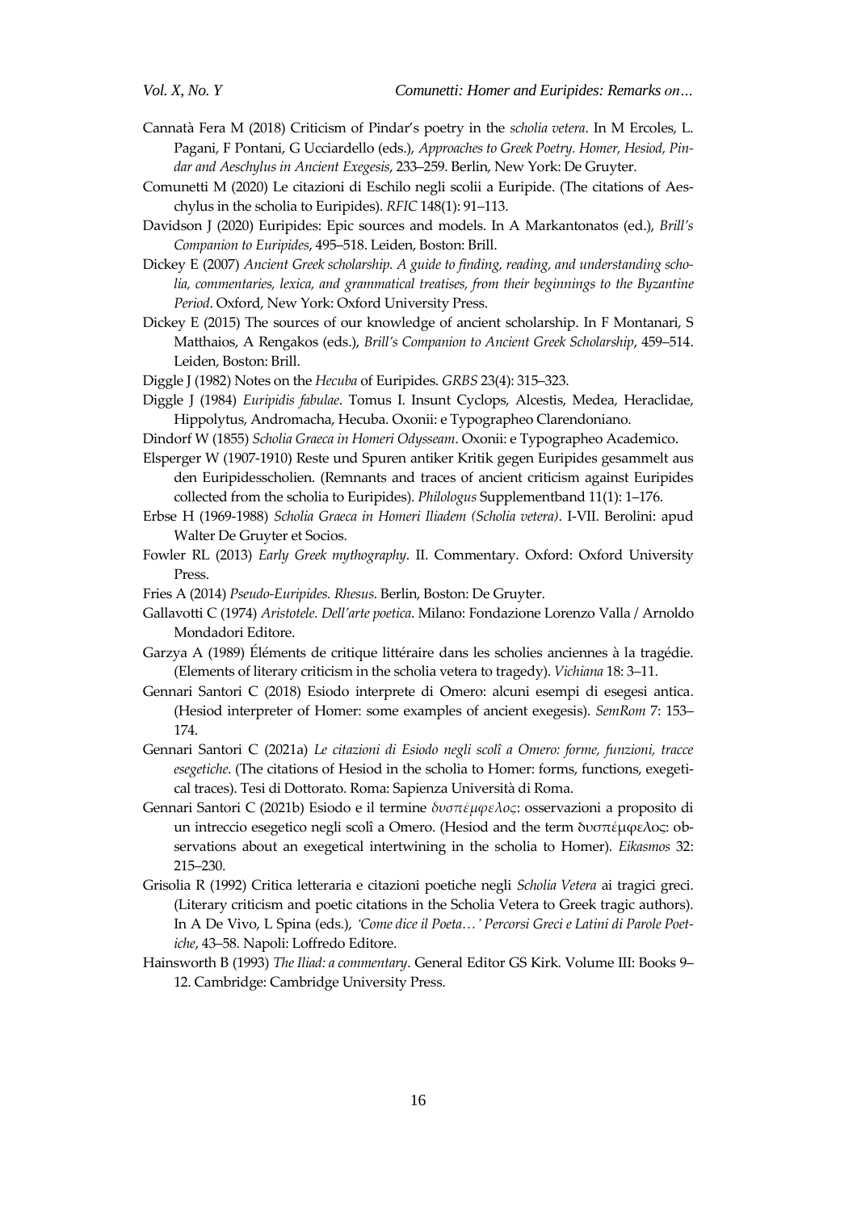Cannatà Fera M (2018) Criticism of Pindar's poetry in the *scholia vetera*. In M Ercoles, L. Pagani, F Pontani, G Ucciardello (eds.), *Approaches to Greek Poetry. Homer, Hesiod, Pindar and Aeschylus in Ancient Exegesis*, 233–259. Berlin, New York: De Gruyter.

Comunetti M (2020) Le citazioni di Eschilo negli scolii a Euripide. (The citations of Aeschylus in the scholia to Euripides). *RFIC* 148(1): 91–113.

Davidson J (2020) Euripides: Epic sources and models. In A Markantonatos (ed.), *Brill's Companion to Euripides*, 495–518. Leiden, Boston: Brill.

Dickey E (2007) *Ancient Greek scholarship. A guide to finding, reading, and understanding scholia, commentaries, lexica, and grammatical treatises, from their beginnings to the Byzantine Period*. Oxford, New York: Oxford University Press.

Dickey E (2015) The sources of our knowledge of ancient scholarship. In F Montanari, S Matthaios, A Rengakos (eds.), *Brill's Companion to Ancient Greek Scholarship*, 459–514. Leiden, Boston: Brill.

Diggle J (1982) Notes on the *Hecuba* of Euripides. *GRBS* 23(4): 315–323.

Diggle J (1984) *Euripidis fabulae*. Tomus I. Insunt Cyclops, Alcestis, Medea, Heraclidae, Hippolytus, Andromacha, Hecuba. Oxonii: e Typographeo Clarendoniano.

Dindorf W (1855) *Scholia Graeca in Homeri Odysseam*. Oxonii: e Typographeo Academico.

Elsperger W (1907-1910) Reste und Spuren antiker Kritik gegen Euripides gesammelt aus den Euripidesscholien. (Remnants and traces of ancient criticism against Euripides collected from the scholia to Euripides). *Philologus* Supplementband 11(1): 1–176.

Erbse H (1969-1988) *Scholia Graeca in Homeri Iliadem (Scholia vetera)*. I-VII. Berolini: apud Walter De Gruyter et Socios.

Fowler RL (2013) *Early Greek mythography*. II. Commentary. Oxford: Oxford University Press.

Fries A (2014) *Pseudo-Euripides. Rhesus*. Berlin, Boston: De Gruyter.

Gallavotti C (1974) *Aristotele. Dell'arte poetica*. Milano: Fondazione Lorenzo Valla / Arnoldo Mondadori Editore.

Garzya A (1989) Éléments de critique littéraire dans les scholies anciennes à la tragédie. (Elements of literary criticism in the scholia vetera to tragedy). *Vichiana* 18: 3–11.

Gennari Santori C (2018) Esiodo interprete di Omero: alcuni esempi di esegesi antica. (Hesiod interpreter of Homer: some examples of ancient exegesis). *SemRom* 7: 153–174.

Gennari Santori C (2021a) *Le citazioni di Esiodo negli scolî a Omero: forme, funzioni, tracce esegetiche*. (The citations of Hesiod in the scholia to Homer: forms, functions, exegetical traces). Tesi di Dottorato. Roma: Sapienza Università di Roma.

Gennari Santori C (2021b) Esiodo e il termine *δυσπέμφελος*: osservazioni a proposito di un intreccio esegetico negli scolî a Omero. (Hesiod and the term δυσπέμφελος: observations about an exegetical intertwining in the scholia to Homer). *Eikasmos* 32: 215–230.

Grisolia R (1992) Critica letteraria e citazioni poetiche negli *Scholia Vetera* ai tragici greci. (Literary criticism and poetic citations in the Scholia Vetera to Greek tragic authors). In A De Vivo, L Spina (eds.), *'Come dice il Poeta…' Percorsi Greci e Latini di Parole Poetiche*, 43–58. Napoli: Loffredo Editore.

Hainsworth B (1993) *The Iliad: a commentary*. General Editor GS Kirk. Volume III: Books 9–12. Cambridge: Cambridge University Press.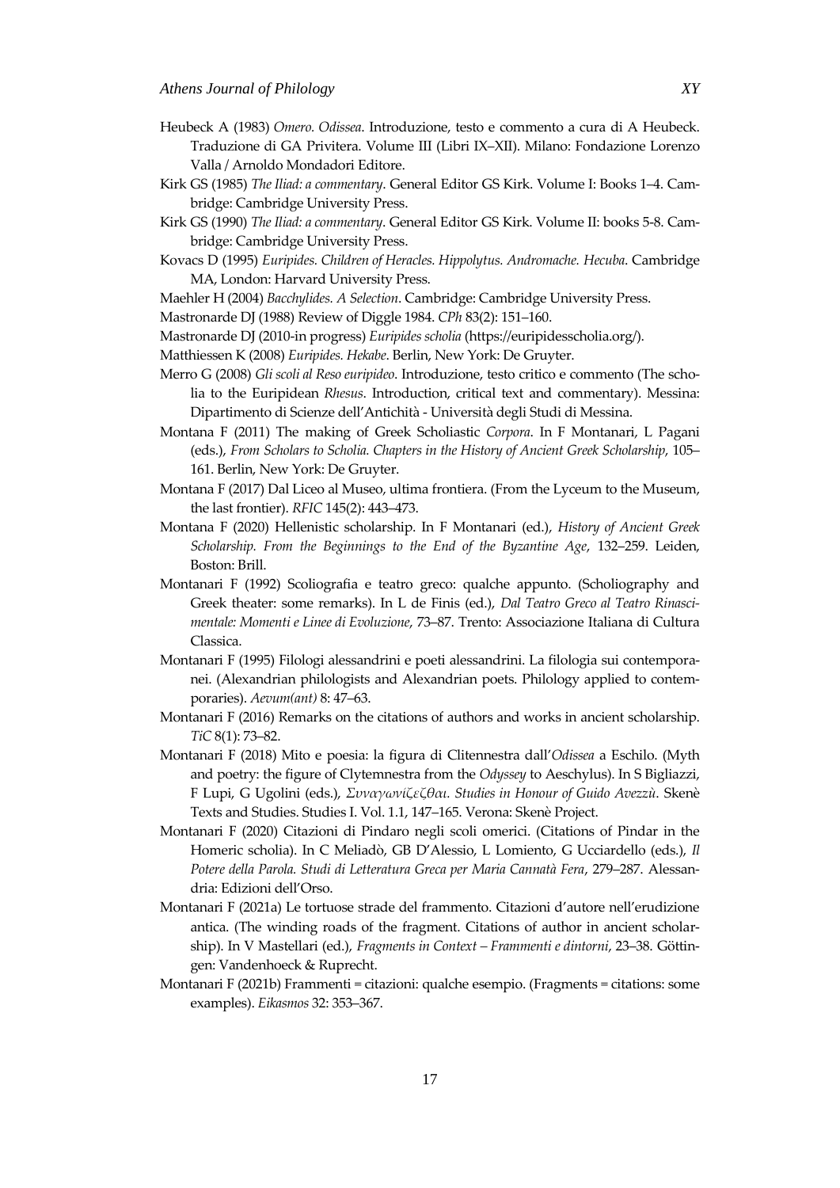Heubeck A (1983) *Omero. Odissea*. Introduzione, testo e commento a cura di A Heubeck. Traduzione di GA Privitera. Volume III (Libri IX–XII). Milano: Fondazione Lorenzo Valla / Arnoldo Mondadori Editore.

Kirk GS (1985) *The Iliad: a commentary*. General Editor GS Kirk. Volume I: Books 1–4. Cambridge: Cambridge University Press.

Kirk GS (1990) *The Iliad: a commentary*. General Editor GS Kirk. Volume II: books 5-8. Cambridge: Cambridge University Press.

Kovacs D (1995) *Euripides. Children of Heracles. Hippolytus. Andromache. Hecuba*. Cambridge MA, London: Harvard University Press.

Maehler H (2004) *Bacchylides. A Selection*. Cambridge: Cambridge University Press.

Mastronarde DJ (1988) Review of Diggle 1984. *CPh* 83(2): 151–160.

Mastronarde DJ (2010-in progress) *Euripides scholia* (https://euripidesscholia.org/).

Matthiessen K (2008) *Euripides. Hekabe*. Berlin, New York: De Gruyter.

Merro G (2008) *Gli scoli al Reso euripideo*. Introduzione, testo critico e commento (The scholia to the Euripidean *Rhesus*. Introduction, critical text and commentary). Messina: Dipartimento di Scienze dell'Antichità - Università degli Studi di Messina.

Montana F (2011) The making of Greek Scholiastic *Corpora*. In F Montanari, L Pagani (eds.), *From Scholars to Scholia. Chapters in the History of Ancient Greek Scholarship*, 105–161. Berlin, New York: De Gruyter.

Montana F (2017) Dal Liceo al Museo, ultima frontiera. (From the Lyceum to the Museum, the last frontier). *RFIC* 145(2): 443–473.

Montana F (2020) Hellenistic scholarship. In F Montanari (ed.), *History of Ancient Greek Scholarship. From the Beginnings to the End of the Byzantine Age*, 132–259. Leiden, Boston: Brill.

Montanari F (1992) Scoliografia e teatro greco: qualche appunto. (Scholiography and Greek theater: some remarks). In L de Finis (ed.), *Dal Teatro Greco al Teatro Rinascimentale: Momenti e Linee di Evoluzione*, 73–87. Trento: Associazione Italiana di Cultura Classica.

Montanari F (1995) Filologi alessandrini e poeti alessandrini. La filologia sui contemporanei. (Alexandrian philologists and Alexandrian poets. Philology applied to contemporaries). *Aevum(ant)* 8: 47–63.

Montanari F (2016) Remarks on the citations of authors and works in ancient scholarship. *TiC* 8(1): 73–82.

Montanari F (2018) Mito e poesia: la figura di Clitennestra dall'*Odissea* a Eschilo. (Myth and poetry: the figure of Clytemnestra from the *Odyssey* to Aeschylus). In S Bigliazzi, F Lupi, G Ugolini (eds.), *Συναγωνίζεζθαι. Studies in Honour of Guido Avezzù*. Skenè Texts and Studies. Studies I. Vol. 1.1, 147–165. Verona: Skenè Project.

Montanari F (2020) Citazioni di Pindaro negli scoli omerici. (Citations of Pindar in the Homeric scholia). In C Meliadò, GB D'Alessio, L Lomiento, G Ucciardello (eds.), *Il Potere della Parola. Studi di Letteratura Greca per Maria Cannatà Fera*, 279–287. Alessandria: Edizioni dell'Orso.

Montanari F (2021a) Le tortuose strade del frammento. Citazioni d'autore nell'erudizione antica. (The winding roads of the fragment. Citations of author in ancient scholarship). In V Mastellari (ed.), *Fragments in Context – Frammenti e dintorni*, 23–38. Göttingen: Vandenhoeck & Ruprecht.

Montanari F (2021b) Frammenti = citazioni: qualche esempio. (Fragments = citations: some examples). *Eikasmos* 32: 353–367.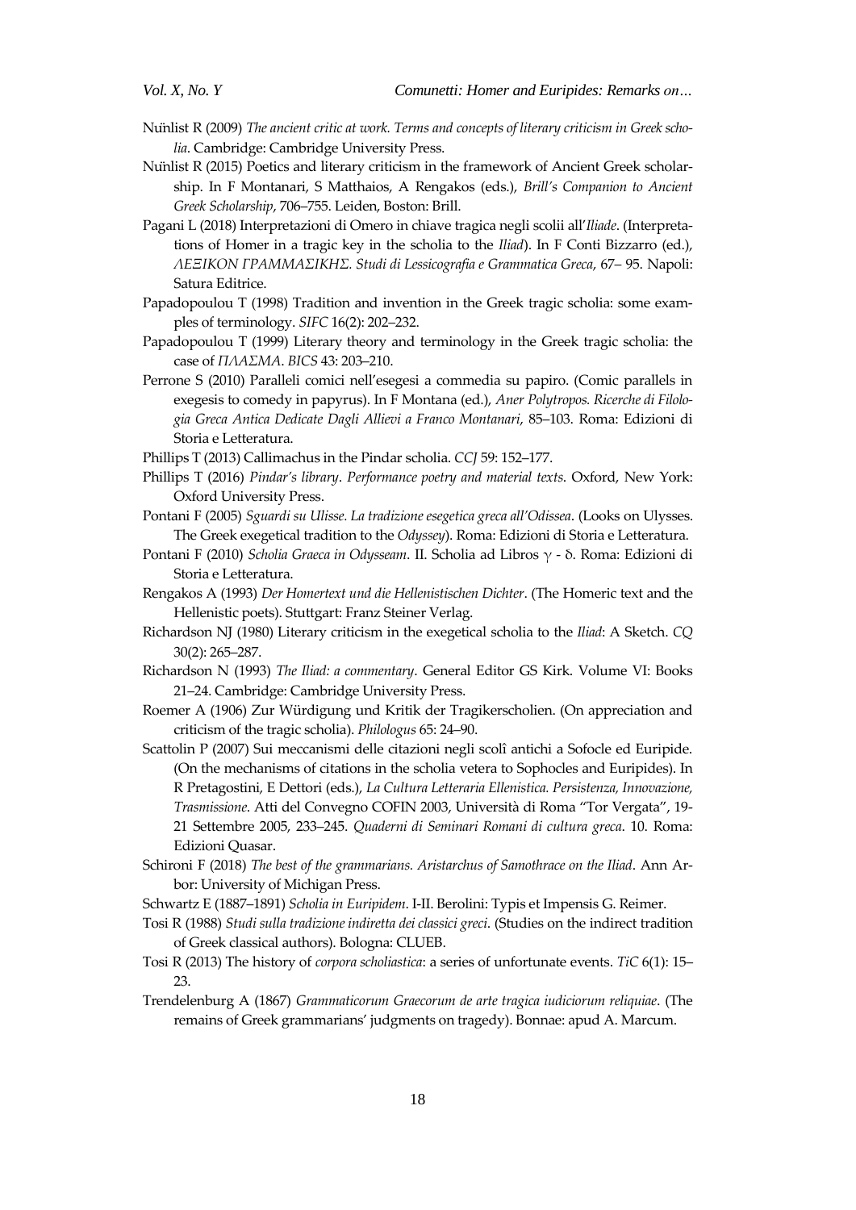Nünlist R (2009) *The ancient critic at work. Terms and concepts of literary criticism in Greek scholia*. Cambridge: Cambridge University Press.

Nünlist R (2015) Poetics and literary criticism in the framework of Ancient Greek scholarship. In F Montanari, S Matthaios, A Rengakos (eds.), *Brill's Companion to Ancient Greek Scholarship*, 706–755. Leiden, Boston: Brill.

Pagani L (2018) Interpretazioni di Omero in chiave tragica negli scolii all'*Iliade*. (Interpretations of Homer in a tragic key in the scholia to the *Iliad*). In F Conti Bizzarro (ed.), *ΛΕΞΙΚΟΝ ΓΡΑΜΜΑΣΙΚΗΣ. Studi di Lessicografia e Grammatica Greca*, 67– 95. Napoli: Satura Editrice.

Papadopoulou T (1998) Tradition and invention in the Greek tragic scholia: some examples of terminology. *SIFC* 16(2): 202–232.

Papadopoulou T (1999) Literary theory and terminology in the Greek tragic scholia: the case of *ΠΛΑΣΜΑ*. *BICS* 43: 203–210.

Perrone S (2010) Paralleli comici nell'esegesi a commedia su papiro. (Comic parallels in exegesis to comedy in papyrus). In F Montana (ed.), *Aner Polytropos. Ricerche di Filologia Greca Antica Dedicate Dagli Allievi a Franco Montanari*, 85–103. Roma: Edizioni di Storia e Letteratura.

Phillips T (2013) Callimachus in the Pindar scholia. *CCJ* 59: 152–177.

Phillips T (2016) *Pindar's library*. *Performance poetry and material texts*. Oxford, New York: Oxford University Press.

Pontani F (2005) *Sguardi su Ulisse. La tradizione esegetica greca all'Odissea*. (Looks on Ulysses. The Greek exegetical tradition to the *Odyssey*). Roma: Edizioni di Storia e Letteratura.

Pontani F (2010) *Scholia Graeca in Odysseam*. II. Scholia ad Libros γ - δ. Roma: Edizioni di Storia e Letteratura.

Rengakos A (1993) *Der Homertext und die Hellenistischen Dichter*. (The Homeric text and the Hellenistic poets). Stuttgart: Franz Steiner Verlag.

Richardson NJ (1980) Literary criticism in the exegetical scholia to the *Iliad*: A Sketch. *CQ* 30(2): 265–287.

Richardson N (1993) *The Iliad: a commentary*. General Editor GS Kirk. Volume VI: Books 21–24. Cambridge: Cambridge University Press.

Roemer A (1906) Zur Würdigung und Kritik der Tragikerscholien. (On appreciation and criticism of the tragic scholia). *Philologus* 65: 24–90.

Scattolin P (2007) Sui meccanismi delle citazioni negli scolî antichi a Sofocle ed Euripide. (On the mechanisms of citations in the scholia vetera to Sophocles and Euripides). In R Pretagostini, E Dettori (eds.), *La Cultura Letteraria Ellenistica. Persistenza, Innovazione, Trasmissione*. Atti del Convegno COFIN 2003, Università di Roma "Tor Vergata", 19-21 Settembre 2005, 233–245. *Quaderni di Seminari Romani di cultura greca*. 10. Roma: Edizioni Quasar.

Schironi F (2018) *The best of the grammarians. Aristarchus of Samothrace on the Iliad*. Ann Arbor: University of Michigan Press.

Schwartz E (1887–1891) *Scholia in Euripidem*. I-II. Berolini: Typis et Impensis G. Reimer.

Tosi R (1988) *Studi sulla tradizione indiretta dei classici greci*. (Studies on the indirect tradition of Greek classical authors). Bologna: CLUEB.

Tosi R (2013) The history of *corpora scholiastica*: a series of unfortunate events. *TiC* 6(1): 15–23.

Trendelenburg A (1867) *Grammaticorum Graecorum de arte tragica iudiciorum reliquiae*. (The remains of Greek grammarians' judgments on tragedy). Bonnae: apud A. Marcum.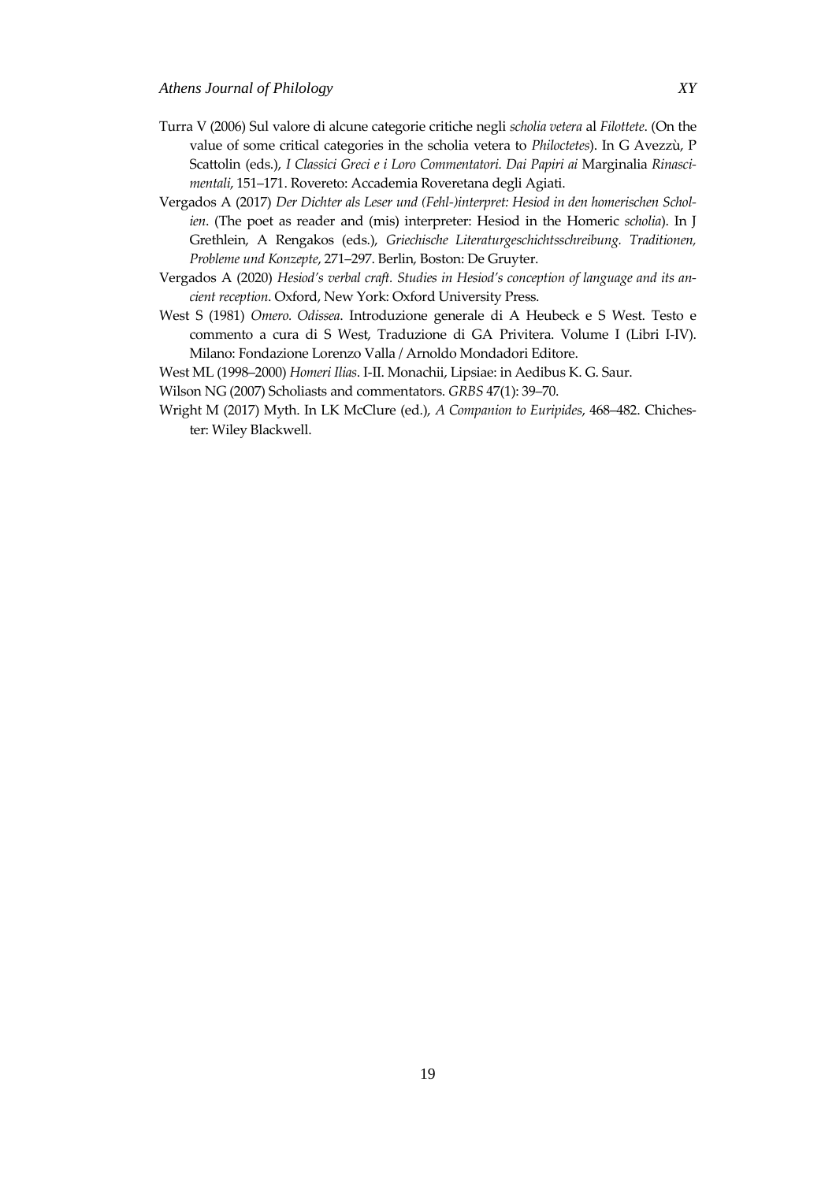Turra V (2006) Sul valore di alcune categorie critiche negli *scholia vetera* al *Filottete*. (On the value of some critical categories in the scholia vetera to *Philoctetes*). In G Avezzù, P Scattolin (eds.), *I Classici Greci e i Loro Commentatori. Dai Papiri ai* Marginalia *Rinascimentali*, 151–171. Rovereto: Accademia Roveretana degli Agiati.

Vergados A (2017) *Der Dichter als Leser und (Fehl-)interpret: Hesiod in den homerischen Scholien*. (The poet as reader and (mis) interpreter: Hesiod in the Homeric *scholia*). In J Grethlein, A Rengakos (eds.), *Griechische Literaturgeschichtsschreibung. Traditionen, Probleme und Konzepte*, 271–297. Berlin, Boston: De Gruyter.

Vergados A (2020) *Hesiod's verbal craft. Studies in Hesiod's conception of language and its ancient reception*. Oxford, New York: Oxford University Press.

West S (1981) *Omero. Odissea*. Introduzione generale di A Heubeck e S West. Testo e commento a cura di S West, Traduzione di GA Privitera. Volume I (Libri I-IV). Milano: Fondazione Lorenzo Valla / Arnoldo Mondadori Editore.

West ML (1998–2000) *Homeri Ilias*. I-II. Monachii, Lipsiae: in Aedibus K. G. Saur.

Wilson NG (2007) Scholiasts and commentators. *GRBS* 47(1): 39–70.

Wright M (2017) Myth. In LK McClure (ed.), *A Companion to Euripides*, 468–482. Chichester: Wiley Blackwell.